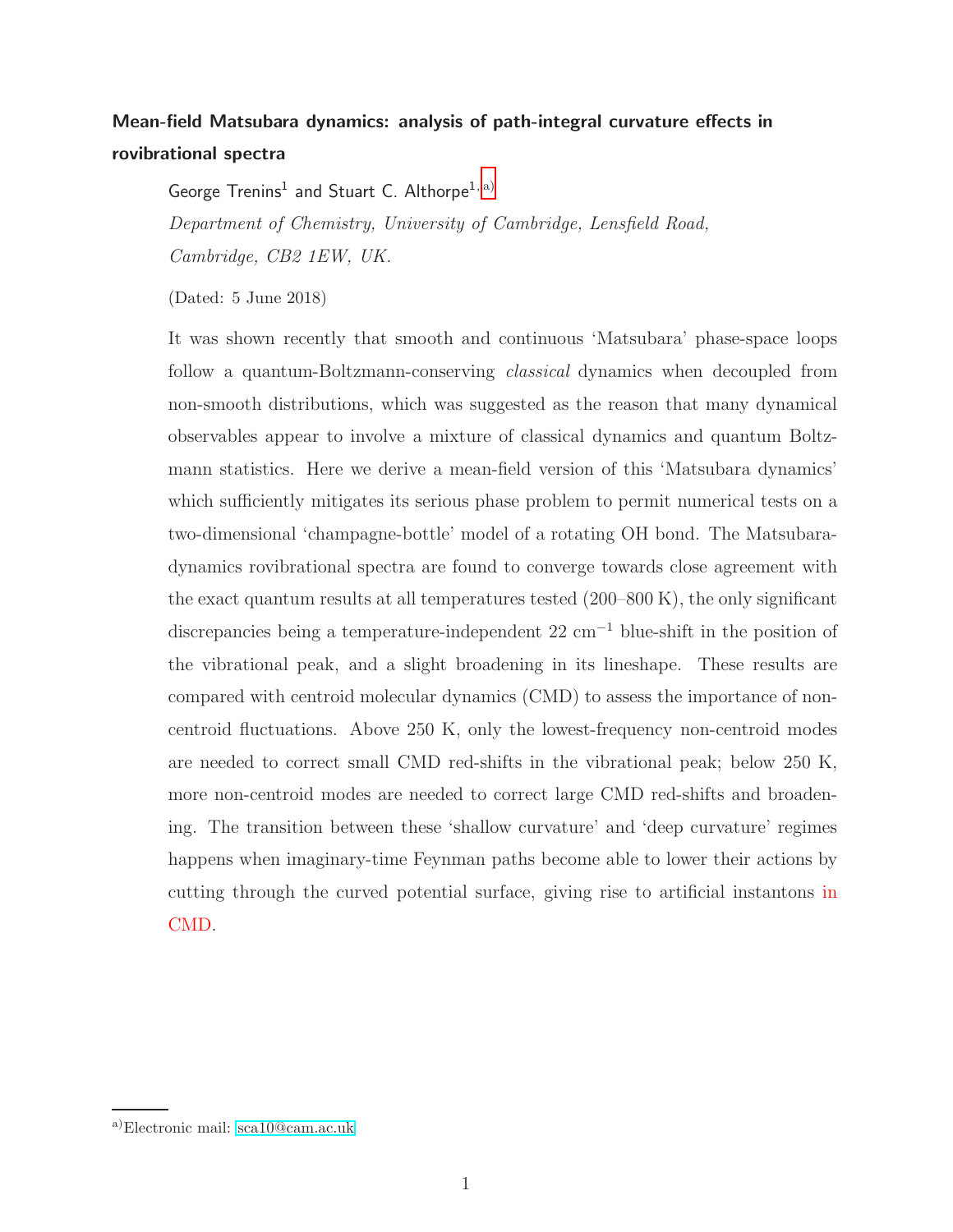# Mean-field Matsubara dynamics: analysis of path-integral curvature effects in rovibrational spectra

George Trenins[1] and Stuart C. Althorpe[1,a)]

*Department of Chemistry, University of Cambridge, Lensfield Road, Cambridge, CB2 1EW, UK.*

(Dated: 5 June 2018)

It was shown recently that smooth and continuous 'Matsubara' phase-space loops follow a quantum-Boltzmann-conserving *classical* dynamics when decoupled from non-smooth distributions, which was suggested as the reason that many dynamical observables appear to involve a mixture of classical dynamics and quantum Boltzmann statistics. Here we derive a mean-field version of this 'Matsubara dynamics' which sufficiently mitigates its serious phase problem to permit numerical tests on a two-dimensional 'champagne-bottle' model of a rotating OH bond. The Matsubara-dynamics rovibrational spectra are found to converge towards close agreement with the exact quantum results at all temperatures tested (200–800 K), the only significant discrepancies being a temperature-independent 22 cm$^{-1}$ blue-shift in the position of the vibrational peak, and a slight broadening in its lineshape. These results are compared with centroid molecular dynamics (CMD) to assess the importance of non-centroid fluctuations. Above 250 K, only the lowest-frequency non-centroid modes are needed to correct small CMD red-shifts in the vibrational peak; below 250 K, more non-centroid modes are needed to correct large CMD red-shifts and broadening. The transition between these 'shallow curvature' and 'deep curvature' regimes happens when imaginary-time Feynman paths become able to lower their actions by cutting through the curved potential surface, giving rise to artificial instantons in CMD.

a) Electronic mail: sca10@cam.ac.uk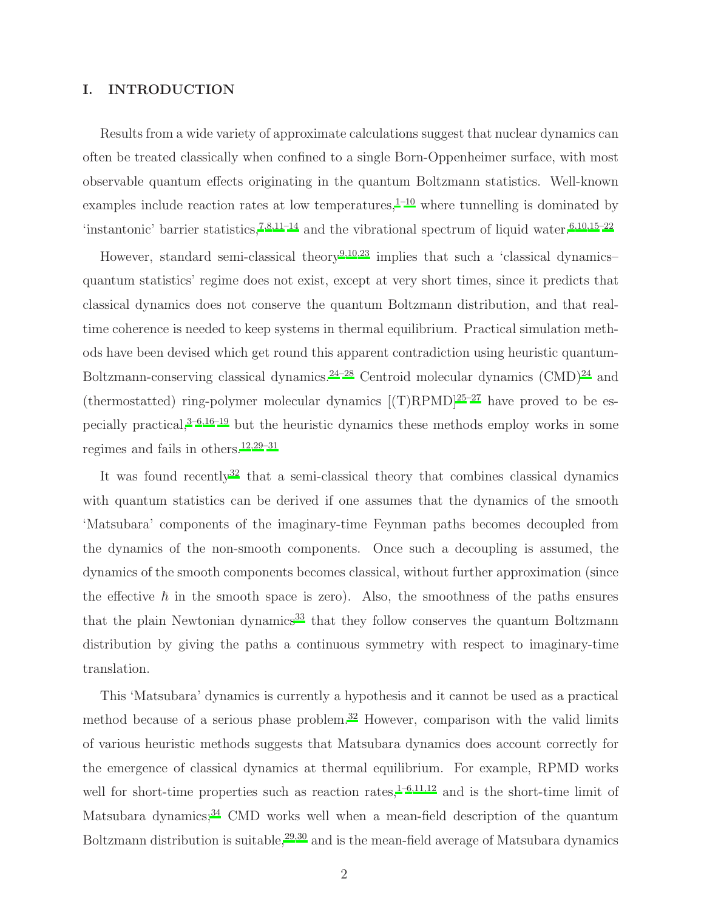## I. INTRODUCTION

Results from a wide variety of approximate calculations suggest that nuclear dynamics can often be treated classically when confined to a single Born-Oppenheimer surface, with most observable quantum effects originating in the quantum Boltzmann statistics. Well-known examples include reaction rates at low temperatures,[1–10] where tunnelling is dominated by 'instantonic' barrier statistics,[7,8,11–14] and the vibrational spectrum of liquid water.[6,10,15–22]

However, standard semi-classical theory[9,10,23] implies that such a 'classical dynamics–quantum statistics' regime does not exist, except at very short times, since it predicts that classical dynamics does not conserve the quantum Boltzmann distribution, and that real-time coherence is needed to keep systems in thermal equilibrium. Practical simulation methods have been devised which get round this apparent contradiction using heuristic quantum-Boltzmann-conserving classical dynamics.[24–28] Centroid molecular dynamics (CMD)[24] and (thermostatted) ring-polymer molecular dynamics [(T)RPMD][25–27] have proved to be especially practical,[3–6,16–19] but the heuristic dynamics these methods employ works in some regimes and fails in others.[12,29–31]

It was found recently[32] that a semi-classical theory that combines classical dynamics with quantum statistics can be derived if one assumes that the dynamics of the smooth 'Matsubara' components of the imaginary-time Feynman paths becomes decoupled from the dynamics of the non-smooth components. Once such a decoupling is assumed, the dynamics of the smooth components becomes classical, without further approximation (since the effective $\hbar$ in the smooth space is zero). Also, the smoothness of the paths ensures that the plain Newtonian dynamics[33] that they follow conserves the quantum Boltzmann distribution by giving the paths a continuous symmetry with respect to imaginary-time translation.

This 'Matsubara' dynamics is currently a hypothesis and it cannot be used as a practical method because of a serious phase problem.[32] However, comparison with the valid limits of various heuristic methods suggests that Matsubara dynamics does account correctly for the emergence of classical dynamics at thermal equilibrium. For example, RPMD works well for short-time properties such as reaction rates,[1–6,11,12] and is the short-time limit of Matsubara dynamics;[34] CMD works well when a mean-field description of the quantum Boltzmann distribution is suitable,[29,30] and is the mean-field average of Matsubara dynamics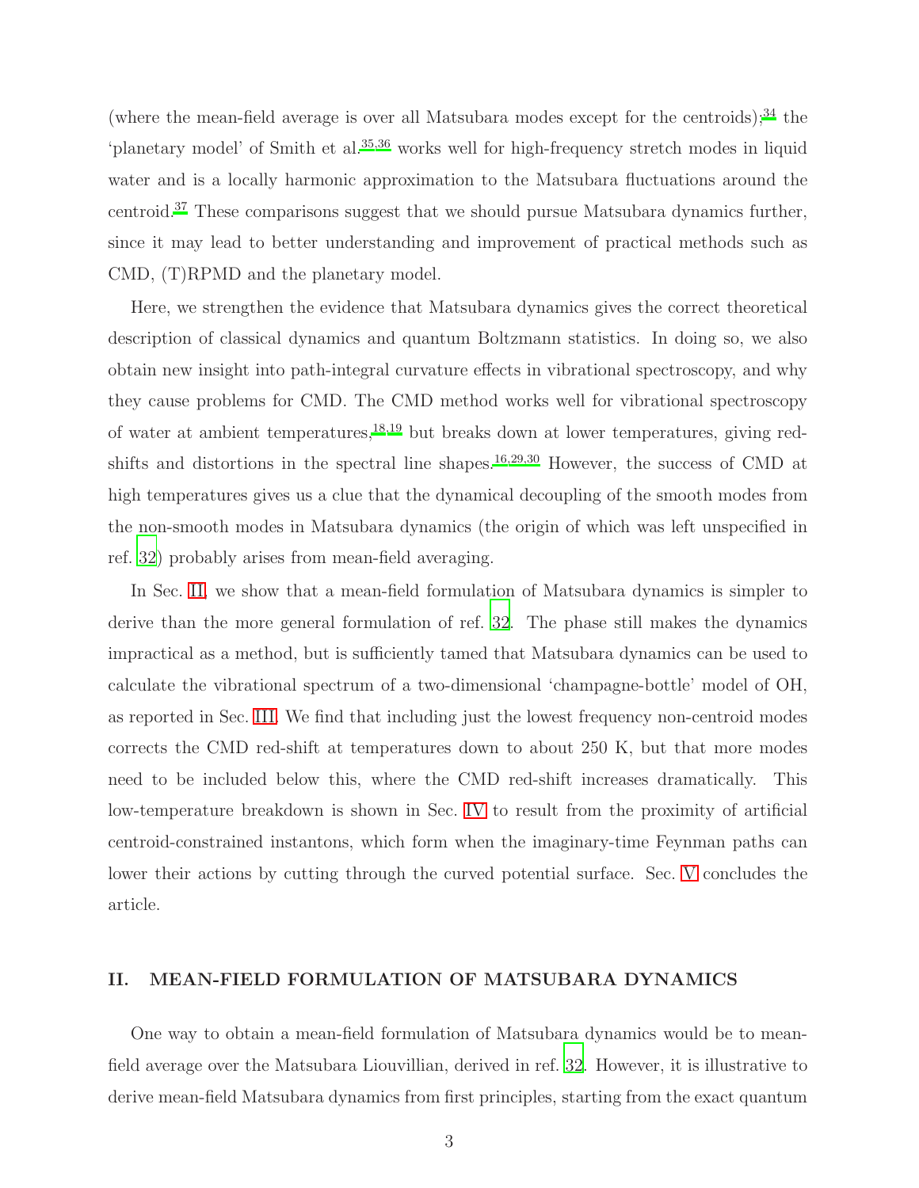(where the mean-field average is over all Matsubara modes except for the centroids);[34] the 'planetary model' of Smith et al.[35,36] works well for high-frequency stretch modes in liquid water and is a locally harmonic approximation to the Matsubara fluctuations around the centroid.[37] These comparisons suggest that we should pursue Matsubara dynamics further, since it may lead to better understanding and improvement of practical methods such as CMD, (T)RPMD and the planetary model.

Here, we strengthen the evidence that Matsubara dynamics gives the correct theoretical description of classical dynamics and quantum Boltzmann statistics. In doing so, we also obtain new insight into path-integral curvature effects in vibrational spectroscopy, and why they cause problems for CMD. The CMD method works well for vibrational spectroscopy of water at ambient temperatures,[18,19] but breaks down at lower temperatures, giving red-shifts and distortions in the spectral line shapes.[16,29,30] However, the success of CMD at high temperatures gives us a clue that the dynamical decoupling of the smooth modes from the non-smooth modes in Matsubara dynamics (the origin of which was left unspecified in ref. 32) probably arises from mean-field averaging.

In Sec. II, we show that a mean-field formulation of Matsubara dynamics is simpler to derive than the more general formulation of ref. 32. The phase still makes the dynamics impractical as a method, but is sufficiently tamed that Matsubara dynamics can be used to calculate the vibrational spectrum of a two-dimensional 'champagne-bottle' model of OH, as reported in Sec. III. We find that including just the lowest frequency non-centroid modes corrects the CMD red-shift at temperatures down to about 250 K, but that more modes need to be included below this, where the CMD red-shift increases dramatically. This low-temperature breakdown is shown in Sec. IV to result from the proximity of artificial centroid-constrained instantons, which form when the imaginary-time Feynman paths can lower their actions by cutting through the curved potential surface. Sec. V concludes the article.

## II. MEAN-FIELD FORMULATION OF MATSUBARA DYNAMICS

One way to obtain a mean-field formulation of Matsubara dynamics would be to mean-field average over the Matsubara Liouvillian, derived in ref. 32. However, it is illustrative to derive mean-field Matsubara dynamics from first principles, starting from the exact quantum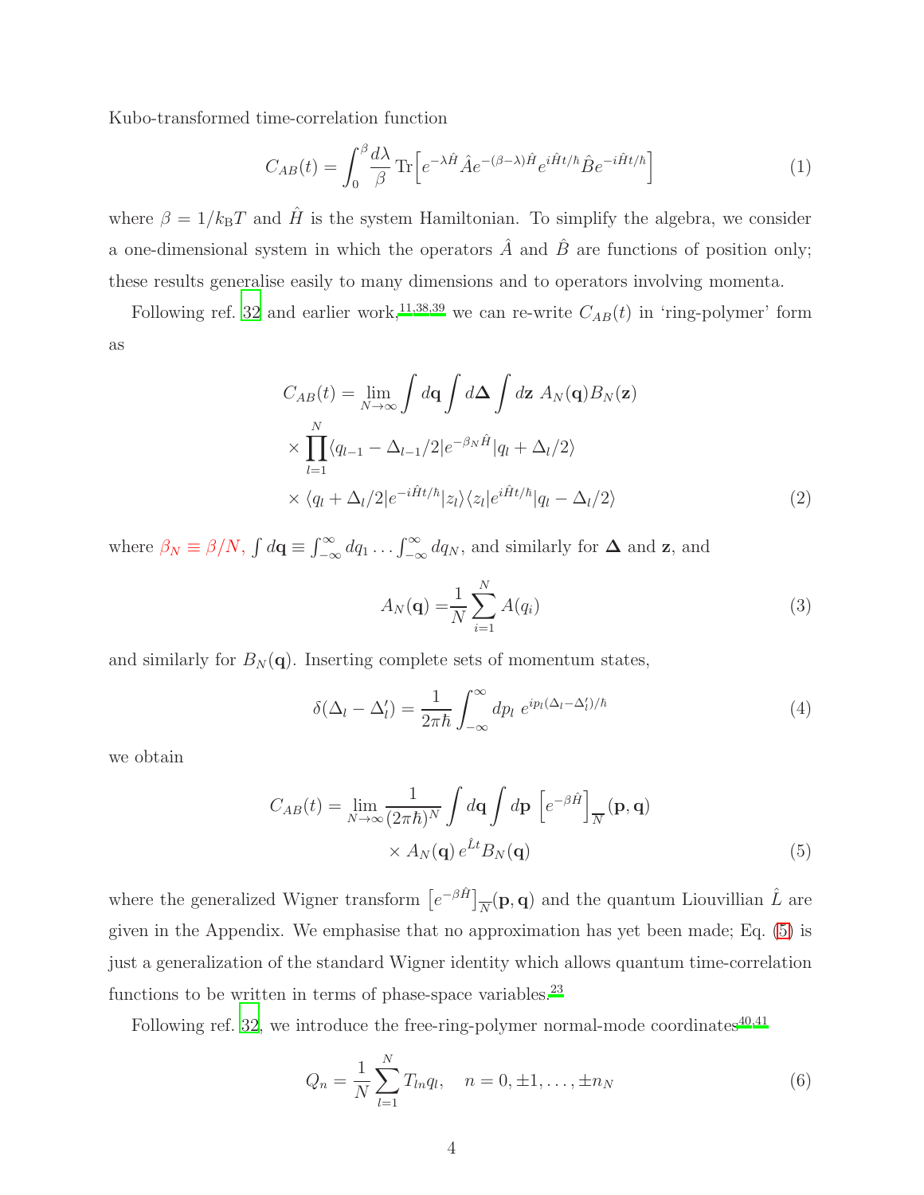Kubo-transformed time-correlation function

$$C_{AB}(t) = \int_0^\beta \frac{d\lambda}{\beta} \, \mathrm{Tr}\Big[e^{-\lambda \hat{H}} \hat{A} e^{-(\beta-\lambda)\hat{H}} e^{i\hat{H}t/\hbar} \hat{B} e^{-i\hat{H}t/\hbar}\Big] \tag{1}$$

where $\beta = 1/k_\mathrm{B}T$ and $\hat{H}$ is the system Hamiltonian. To simplify the algebra, we consider a one-dimensional system in which the operators $\hat{A}$ and $\hat{B}$ are functions of position only; these results generalise easily to many dimensions and to operators involving momenta.

Following ref. 32 and earlier work,[11,38,39] we can re-write $C_{AB}(t)$ in 'ring-polymer' form as

$$\begin{aligned} C_{AB}(t) = \lim_{N\to\infty} \int d\mathbf{q} \int d\mathbf{\Delta} \int d\mathbf{z} \; A_N(\mathbf{q}) B_N(\mathbf{z}) \\ \times \prod_{l=1}^{N} \langle q_{l-1} - \Delta_{l-1}/2 | e^{-\beta_N \hat{H}} | q_l + \Delta_l/2 \rangle \\ \times \langle q_l + \Delta_l/2 | e^{-i\hat{H}t/\hbar} | z_l \rangle \langle z_l | e^{i\hat{H}t/\hbar} | q_l - \Delta_l/2 \rangle \end{aligned} \tag{2}$$

where $\beta_N \equiv \beta/N$, $\int d\mathbf{q} \equiv \int_{-\infty}^{\infty} dq_1 \ldots \int_{-\infty}^{\infty} dq_N$, and similarly for $\mathbf{\Delta}$ and $\mathbf{z}$, and

$$A_N(\mathbf{q}) = \frac{1}{N} \sum_{i=1}^{N} A(q_i) \tag{3}$$

and similarly for $B_N(\mathbf{q})$. Inserting complete sets of momentum states,

$$\delta(\Delta_l - \Delta_l') = \frac{1}{2\pi\hbar} \int_{-\infty}^{\infty} dp_l \; e^{ip_l(\Delta_l - \Delta_l')/\hbar} \tag{4}$$

we obtain

$$\begin{aligned} C_{AB}(t) = \lim_{N\to\infty} \frac{1}{(2\pi\hbar)^N} \int d\mathbf{q} \int d\mathbf{p} \; \Big[e^{-\beta\hat{H}}\Big]_{\overline{N}}(\mathbf{p}, \mathbf{q}) \\ \times A_N(\mathbf{q}) \, e^{\hat{L}t} B_N(\mathbf{q}) \end{aligned} \tag{5}$$

where the generalized Wigner transform $\big[e^{-\beta\hat{H}}\big]_{\overline{N}}(\mathbf{p}, \mathbf{q})$ and the quantum Liouvillian $\hat{L}$ are given in the Appendix. We emphasise that no approximation has yet been made; Eq. (5) is just a generalization of the standard Wigner identity which allows quantum time-correlation functions to be written in terms of phase-space variables.[23]

Following ref. 32, we introduce the free-ring-polymer normal-mode coordinates[40,41]

$$Q_n = \frac{1}{N} \sum_{l=1}^{N} T_{ln} q_l, \quad n = 0, \pm 1, \ldots, \pm n_N \tag{6}$$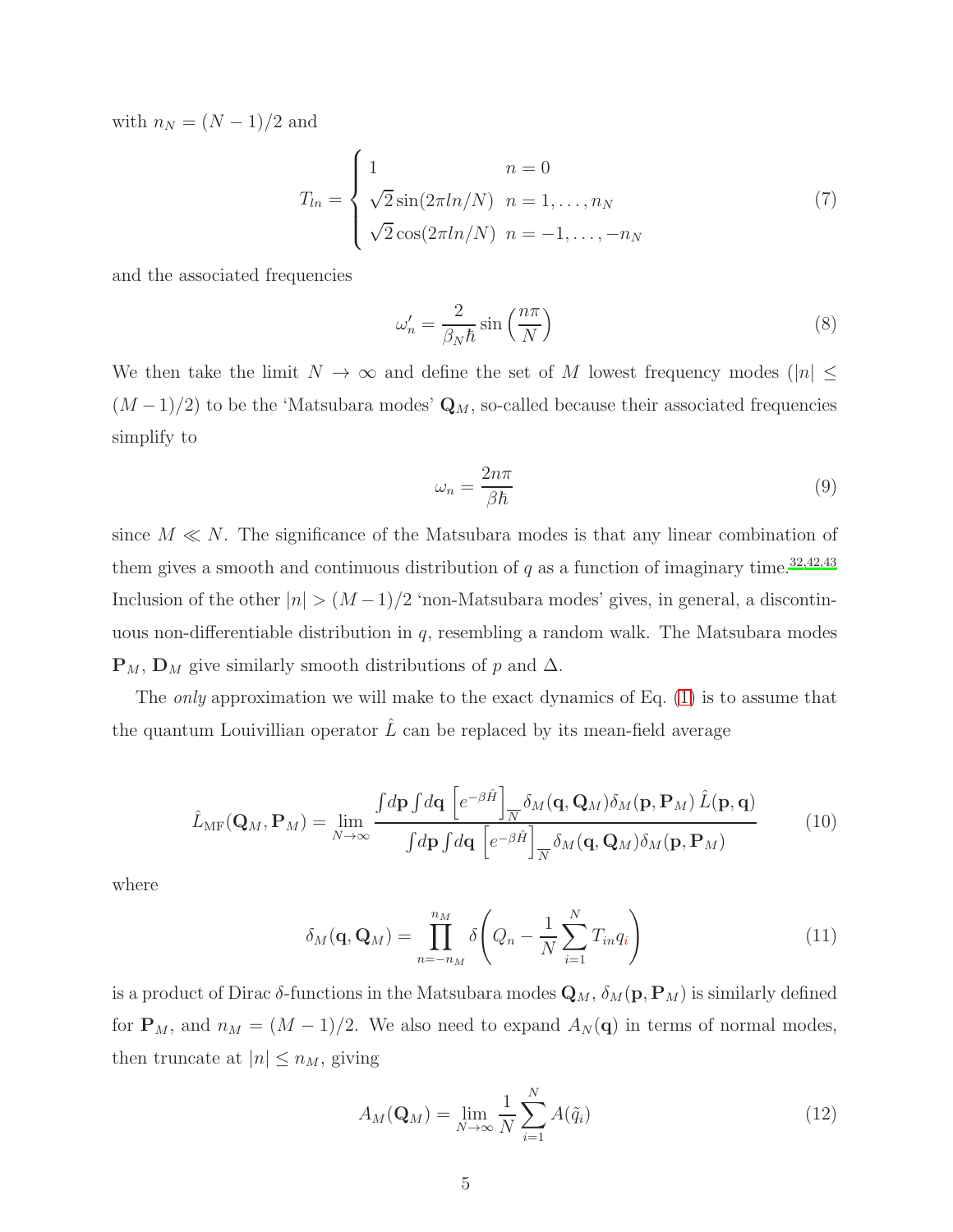with $n_N = (N-1)/2$ and

$$T_{ln} = \begin{cases} 1 & n = 0 \\ \sqrt{2}\sin(2\pi ln/N) & n = 1, \ldots, n_N \\ \sqrt{2}\cos(2\pi ln/N) & n = -1, \ldots, -n_N \end{cases} \tag{7}$$

and the associated frequencies

$$\omega_n' = \frac{2}{\beta_N \hbar} \sin\left(\frac{n\pi}{N}\right) \tag{8}$$

We then take the limit $N \to \infty$ and define the set of $M$ lowest frequency modes ($|n| \leq (M-1)/2$) to be the 'Matsubara modes' $\mathbf{Q}_M$, so-called because their associated frequencies simplify to

$$\omega_n = \frac{2n\pi}{\beta\hbar} \tag{9}$$

since $M \ll N$. The significance of the Matsubara modes is that any linear combination of them gives a smooth and continuous distribution of $q$ as a function of imaginary time.[32,42,43] Inclusion of the other $|n| > (M-1)/2$ 'non-Matsubara modes' gives, in general, a discontinuous non-differentiable distribution in $q$, resembling a random walk. The Matsubara modes $\mathbf{P}_M$, $\mathbf{D}_M$ give similarly smooth distributions of $p$ and $\Delta$.

The *only* approximation we will make to the exact dynamics of Eq. (1) is to assume that the quantum Louivillian operator $\hat{L}$ can be replaced by its mean-field average

$$\hat{L}_{\text{MF}}(\mathbf{Q}_M, \mathbf{P}_M) = \lim_{N\to\infty} \frac{\int d\mathbf{p} \int d\mathbf{q} \, \left[e^{-\beta \hat{H}}\right]_{\overline{N}} \delta_M(\mathbf{q}, \mathbf{Q}_M)\delta_M(\mathbf{p}, \mathbf{P}_M) \, \hat{L}(\mathbf{p}, \mathbf{q})}{\int d\mathbf{p} \int d\mathbf{q} \, \left[e^{-\beta \hat{H}}\right]_{\overline{N}} \delta_M(\mathbf{q}, \mathbf{Q}_M)\delta_M(\mathbf{p}, \mathbf{P}_M)} \tag{10}$$

where

$$\delta_M(\mathbf{q}, \mathbf{Q}_M) = \prod_{n=-n_M}^{n_M} \delta\left(Q_n - \frac{1}{N}\sum_{i=1}^{N} T_{in} q_i\right) \tag{11}$$

is a product of Dirac $\delta$-functions in the Matsubara modes $\mathbf{Q}_M$, $\delta_M(\mathbf{p}, \mathbf{P}_M)$ is similarly defined for $\mathbf{P}_M$, and $n_M = (M-1)/2$. We also need to expand $A_N(\mathbf{q})$ in terms of normal modes, then truncate at $|n| \leq n_M$, giving

$$A_M(\mathbf{Q}_M) = \lim_{N\to\infty} \frac{1}{N} \sum_{i=1}^{N} A(\tilde{q}_i) \tag{12}$$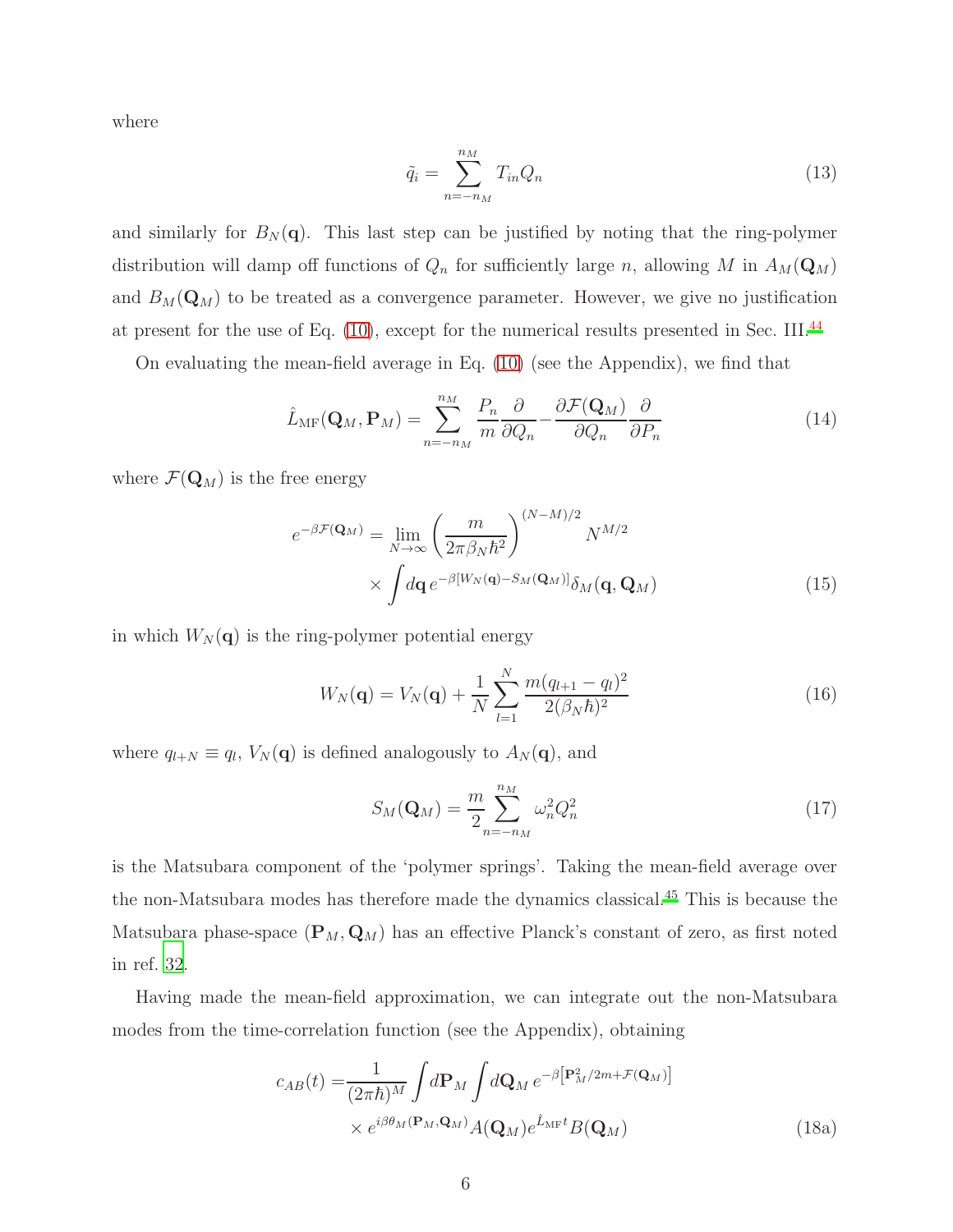where

$$\tilde{q}_i = \sum_{n=-n_M}^{n_M} T_{in} Q_n \tag{13}$$

and similarly for $B_N(\mathbf{q})$. This last step can be justified by noting that the ring-polymer distribution will damp off functions of $Q_n$ for sufficiently large $n$, allowing $M$ in $A_M(\mathbf{Q}_M)$ and $B_M(\mathbf{Q}_M)$ to be treated as a convergence parameter. However, we give no justification at present for the use of Eq. (10), except for the numerical results presented in Sec. III.[44]

On evaluating the mean-field average in Eq. (10) (see the Appendix), we find that

$$\hat{L}_{\rm MF}(\mathbf{Q}_M, \mathbf{P}_M) = \sum_{n=-n_M}^{n_M} \frac{P_n}{m}\frac{\partial}{\partial Q_n} - \frac{\partial \mathcal{F}(\mathbf{Q}_M)}{\partial Q_n}\frac{\partial}{\partial P_n} \tag{14}$$

where $\mathcal{F}(\mathbf{Q}_M)$ is the free energy

$$\begin{aligned} e^{-\beta \mathcal{F}(\mathbf{Q}_M)} = & \lim_{N\to\infty} \left(\frac{m}{2\pi\beta_N\hbar^2}\right)^{(N-M)/2} N^{M/2} \\ & \times \int d\mathbf{q}\, e^{-\beta[W_N(\mathbf{q}) - S_M(\mathbf{Q}_M)]}\delta_M(\mathbf{q}, \mathbf{Q}_M) \end{aligned} \tag{15}$$

in which $W_N(\mathbf{q})$ is the ring-polymer potential energy

$$W_N(\mathbf{q}) = V_N(\mathbf{q}) + \frac{1}{N}\sum_{l=1}^{N} \frac{m(q_{l+1} - q_l)^2}{2(\beta_N\hbar)^2} \tag{16}$$

where $q_{l+N} \equiv q_l$, $V_N(\mathbf{q})$ is defined analogously to $A_N(\mathbf{q})$, and

$$S_M(\mathbf{Q}_M) = \frac{m}{2}\sum_{n=-n_M}^{n_M} \omega_n^2 Q_n^2 \tag{17}$$

is the Matsubara component of the 'polymer springs'. Taking the mean-field average over the non-Matsubara modes has therefore made the dynamics classical.[45] This is because the Matsubara phase-space $(\mathbf{P}_M, \mathbf{Q}_M)$ has an effective Planck's constant of zero, as first noted in ref. 32.

Having made the mean-field approximation, we can integrate out the non-Matsubara modes from the time-correlation function (see the Appendix), obtaining

$$\begin{aligned} c_{AB}(t) = & \frac{1}{(2\pi\hbar)^M}\int d\mathbf{P}_M \int d\mathbf{Q}_M\, e^{-\beta\left[\mathbf{P}_M^2/2m + \mathcal{F}(\mathbf{Q}_M)\right]} \\ & \times e^{i\beta\theta_M(\mathbf{P}_M, \mathbf{Q}_M)} A(\mathbf{Q}_M) e^{\hat{L}_{\rm MF}t} B(\mathbf{Q}_M) \end{aligned} \tag{18a}$$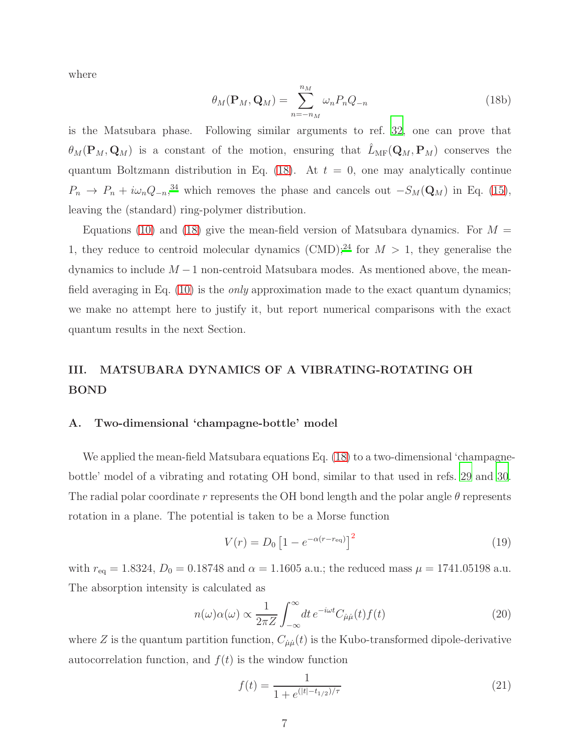where

$$\theta_M(\mathbf{P}_M, \mathbf{Q}_M) = \sum_{n=-n_M}^{n_M} \omega_n P_n Q_{-n} \tag{18b}$$

is the Matsubara phase. Following similar arguments to ref. 32, one can prove that $\theta_M(\mathbf{P}_M, \mathbf{Q}_M)$ is a constant of the motion, ensuring that $\hat{L}_{\rm MF}(\mathbf{Q}_M, \mathbf{P}_M)$ conserves the quantum Boltzmann distribution in Eq. (18). At $t = 0$, one may analytically continue $P_n \to P_n + i\omega_n Q_{-n}$,[34] which removes the phase and cancels out $-S_M(\mathbf{Q}_M)$ in Eq. (15), leaving the (standard) ring-polymer distribution.

Equations (10) and (18) give the mean-field version of Matsubara dynamics. For $M = 1$, they reduce to centroid molecular dynamics (CMD);[24] for $M > 1$, they generalise the dynamics to include $M - 1$ non-centroid Matsubara modes. As mentioned above, the mean-field averaging in Eq. (10) is the *only* approximation made to the exact quantum dynamics; we make no attempt here to justify it, but report numerical comparisons with the exact quantum results in the next Section.

## III. MATSUBARA DYNAMICS OF A VIBRATING-ROTATING OH BOND

### A. Two-dimensional 'champagne-bottle' model

We applied the mean-field Matsubara equations Eq. (18) to a two-dimensional 'champagne-bottle' model of a vibrating and rotating OH bond, similar to that used in refs. 29 and 30. The radial polar coordinate $r$ represents the OH bond length and the polar angle $\theta$ represents rotation in a plane. The potential is taken to be a Morse function

$$V(r) = D_0 \left[1 - e^{-\alpha(r - r_{\rm eq})}\right]^2 \tag{19}$$

with $r_{\rm eq} = 1.8324$, $D_0 = 0.18748$ and $\alpha = 1.1605$ a.u.; the reduced mass $\mu = 1741.05198$ a.u. The absorption intensity is calculated as

$$n(\omega)\alpha(\omega) \propto \frac{1}{2\pi Z} \int_{-\infty}^{\infty} dt \, e^{-i\omega t} C_{\dot{\mu}\dot{\mu}}(t) f(t) \tag{20}$$

where $Z$ is the quantum partition function, $C_{\dot{\mu}\dot{\mu}}(t)$ is the Kubo-transformed dipole-derivative autocorrelation function, and $f(t)$ is the window function

$$f(t) = \frac{1}{1 + e^{(|t| - t_{1/2})/\tau}} \tag{21}$$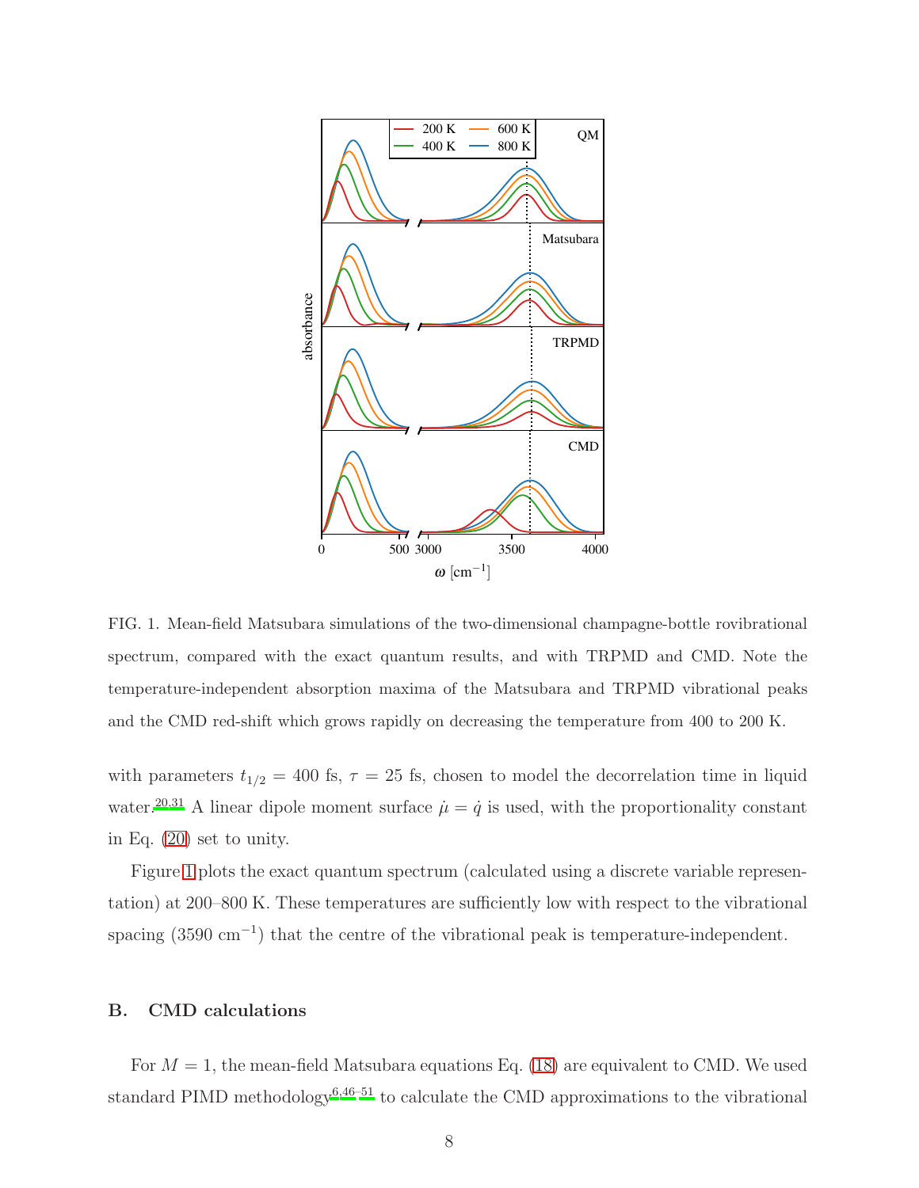FIG. 1. Mean-field Matsubara simulations of the two-dimensional champagne-bottle rovibrational spectrum, compared with the exact quantum results, and with TRPMD and CMD. Note the temperature-independent absorption maxima of the Matsubara and TRPMD vibrational peaks and the CMD red-shift which grows rapidly on decreasing the temperature from 400 to 200 K.

with parameters $t_{1/2} = 400$ fs, $\tau = 25$ fs, chosen to model the decorrelation time in liquid water.[20,31] A linear dipole moment surface $\dot{\mu} = \dot{q}$ is used, with the proportionality constant in Eq. (20) set to unity.

Figure 1 plots the exact quantum spectrum (calculated using a discrete variable representation) at 200–800 K. These temperatures are sufficiently low with respect to the vibrational spacing (3590 cm$^{-1}$) that the centre of the vibrational peak is temperature-independent.

## B. CMD calculations

For $M = 1$, the mean-field Matsubara equations Eq. (18) are equivalent to CMD. We used standard PIMD methodology[6,46–51] to calculate the CMD approximations to the vibrational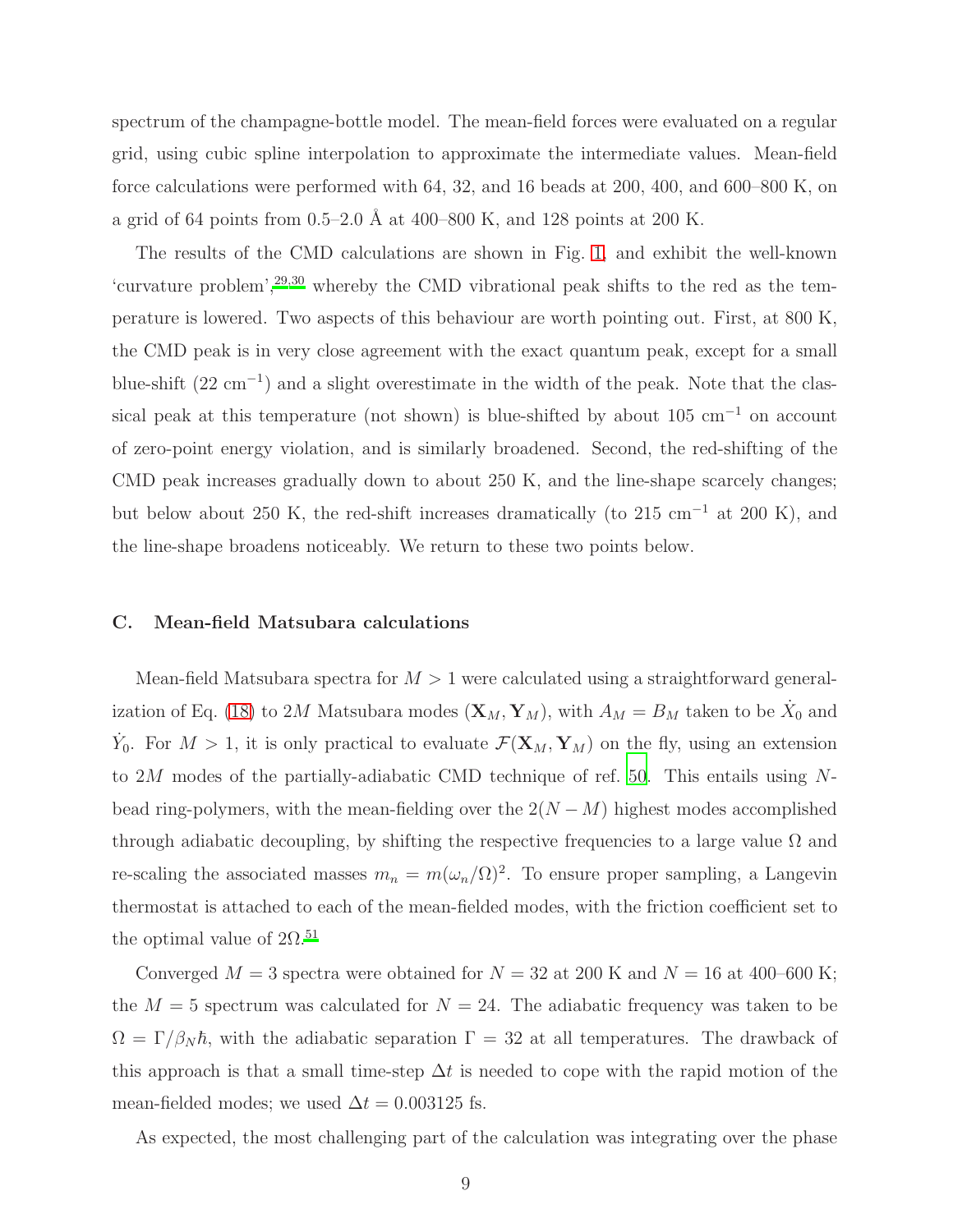spectrum of the champagne-bottle model. The mean-field forces were evaluated on a regular grid, using cubic spline interpolation to approximate the intermediate values. Mean-field force calculations were performed with 64, 32, and 16 beads at 200, 400, and 600–800 K, on a grid of 64 points from 0.5–2.0 Å at 400–800 K, and 128 points at 200 K.

The results of the CMD calculations are shown in Fig. 1, and exhibit the well-known 'curvature problem',[29,30] whereby the CMD vibrational peak shifts to the red as the temperature is lowered. Two aspects of this behaviour are worth pointing out. First, at 800 K, the CMD peak is in very close agreement with the exact quantum peak, except for a small blue-shift (22 cm$^{-1}$) and a slight overestimate in the width of the peak. Note that the classical peak at this temperature (not shown) is blue-shifted by about 105 cm$^{-1}$ on account of zero-point energy violation, and is similarly broadened. Second, the red-shifting of the CMD peak increases gradually down to about 250 K, and the line-shape scarcely changes; but below about 250 K, the red-shift increases dramatically (to 215 cm$^{-1}$ at 200 K), and the line-shape broadens noticeably. We return to these two points below.

### C. Mean-field Matsubara calculations

Mean-field Matsubara spectra for $M > 1$ were calculated using a straightforward generalization of Eq. (18) to $2M$ Matsubara modes $(\mathbf{X}_M, \mathbf{Y}_M)$, with $A_M = B_M$ taken to be $\dot{X}_0$ and $\dot{Y}_0$. For $M > 1$, it is only practical to evaluate $\mathcal{F}(\mathbf{X}_M, \mathbf{Y}_M)$ on the fly, using an extension to $2M$ modes of the partially-adiabatic CMD technique of ref. 50. This entails using $N$-bead ring-polymers, with the mean-fielding over the $2(N - M)$ highest modes accomplished through adiabatic decoupling, by shifting the respective frequencies to a large value $\Omega$ and re-scaling the associated masses $m_n = m(\omega_n/\Omega)^2$. To ensure proper sampling, a Langevin thermostat is attached to each of the mean-fielded modes, with the friction coefficient set to the optimal value of $2\Omega$.[51]

Converged $M = 3$ spectra were obtained for $N = 32$ at 200 K and $N = 16$ at 400–600 K; the $M = 5$ spectrum was calculated for $N = 24$. The adiabatic frequency was taken to be $\Omega = \Gamma/\beta_N\hbar$, with the adiabatic separation $\Gamma = 32$ at all temperatures. The drawback of this approach is that a small time-step $\Delta t$ is needed to cope with the rapid motion of the mean-fielded modes; we used $\Delta t = 0.003125$ fs.

As expected, the most challenging part of the calculation was integrating over the phase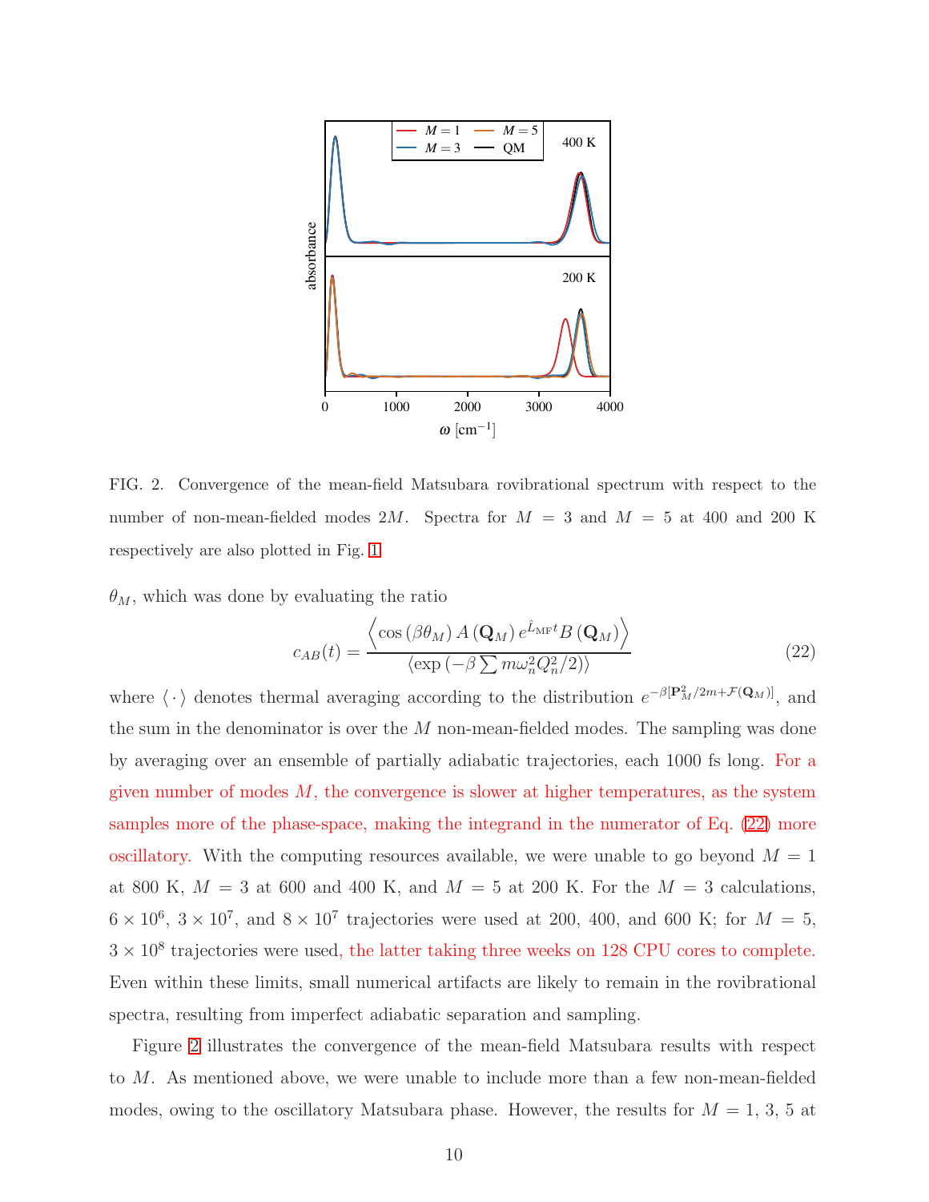FIG. 2. Convergence of the mean-field Matsubara rovibrational spectrum with respect to the number of non-mean-fielded modes $2M$. Spectra for $M = 3$ and $M = 5$ at 400 and 200 K respectively are also plotted in Fig. 1.

$\theta_M$, which was done by evaluating the ratio

$$c_{AB}(t) = \frac{\left\langle \cos\left(\beta\theta_M\right) A\left(\mathbf{Q}_M\right) e^{\hat{L}_{\mathrm{MF}}t} B\left(\mathbf{Q}_M\right)\right\rangle}{\left\langle \exp\left(-\beta \sum m\omega_n^2 Q_n^2/2\right)\right\rangle} \tag{22}$$

where $\langle\cdot\rangle$ denotes thermal averaging according to the distribution $e^{-\beta[\mathbf{P}_M^2/2m+\mathcal{F}(\mathbf{Q}_M)]}$, and the sum in the denominator is over the $M$ non-mean-fielded modes. The sampling was done by averaging over an ensemble of partially adiabatic trajectories, each 1000 fs long. For a given number of modes $M$, the convergence is slower at higher temperatures, as the system samples more of the phase-space, making the integrand in the numerator of Eq. (22) more oscillatory. With the computing resources available, we were unable to go beyond $M = 1$ at 800 K, $M = 3$ at 600 and 400 K, and $M = 5$ at 200 K. For the $M = 3$ calculations, $6 \times 10^6$, $3 \times 10^7$, and $8 \times 10^7$ trajectories were used at 200, 400, and 600 K; for $M = 5$, $3 \times 10^8$ trajectories were used, the latter taking three weeks on 128 CPU cores to complete. Even within these limits, small numerical artifacts are likely to remain in the rovibrational spectra, resulting from imperfect adiabatic separation and sampling.

Figure 2 illustrates the convergence of the mean-field Matsubara results with respect to $M$. As mentioned above, we were unable to include more than a few non-mean-fielded modes, owing to the oscillatory Matsubara phase. However, the results for $M = 1$, 3, 5 at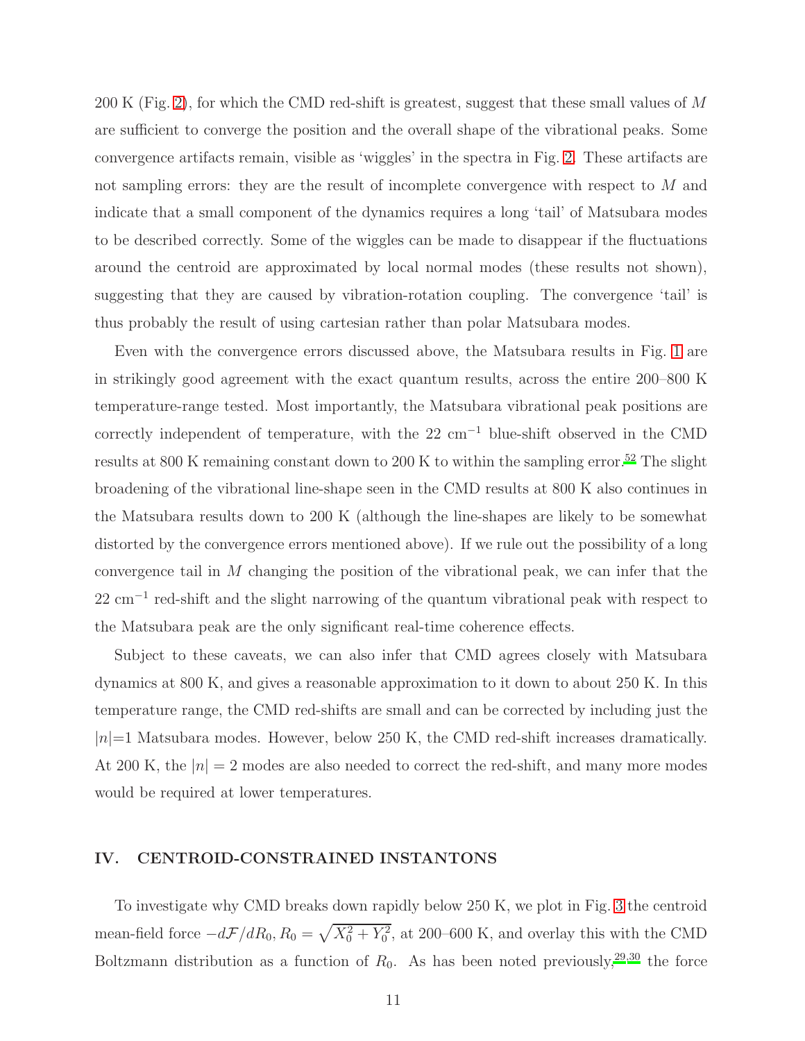200 K (Fig. 2), for which the CMD red-shift is greatest, suggest that these small values of $M$ are sufficient to converge the position and the overall shape of the vibrational peaks. Some convergence artifacts remain, visible as 'wiggles' in the spectra in Fig. 2. These artifacts are not sampling errors: they are the result of incomplete convergence with respect to $M$ and indicate that a small component of the dynamics requires a long 'tail' of Matsubara modes to be described correctly. Some of the wiggles can be made to disappear if the fluctuations around the centroid are approximated by local normal modes (these results not shown), suggesting that they are caused by vibration-rotation coupling. The convergence 'tail' is thus probably the result of using cartesian rather than polar Matsubara modes.

Even with the convergence errors discussed above, the Matsubara results in Fig. 1 are in strikingly good agreement with the exact quantum results, across the entire 200–800 K temperature-range tested. Most importantly, the Matsubara vibrational peak positions are correctly independent of temperature, with the 22 cm$^{-1}$ blue-shift observed in the CMD results at 800 K remaining constant down to 200 K to within the sampling error.[52] The slight broadening of the vibrational line-shape seen in the CMD results at 800 K also continues in the Matsubara results down to 200 K (although the line-shapes are likely to be somewhat distorted by the convergence errors mentioned above). If we rule out the possibility of a long convergence tail in $M$ changing the position of the vibrational peak, we can infer that the 22 cm$^{-1}$ red-shift and the slight narrowing of the quantum vibrational peak with respect to the Matsubara peak are the only significant real-time coherence effects.

Subject to these caveats, we can also infer that CMD agrees closely with Matsubara dynamics at 800 K, and gives a reasonable approximation to it down to about 250 K. In this temperature range, the CMD red-shifts are small and can be corrected by including just the $|n|$=1 Matsubara modes. However, below 250 K, the CMD red-shift increases dramatically. At 200 K, the $|n| = 2$ modes are also needed to correct the red-shift, and many more modes would be required at lower temperatures.

## IV. CENTROID-CONSTRAINED INSTANTONS

To investigate why CMD breaks down rapidly below 250 K, we plot in Fig. 3 the centroid mean-field force $-d\mathcal{F}/dR_0$, $R_0 = \sqrt{X_0^2 + Y_0^2}$, at 200–600 K, and overlay this with the CMD Boltzmann distribution as a function of $R_0$. As has been noted previously,[29,30] the force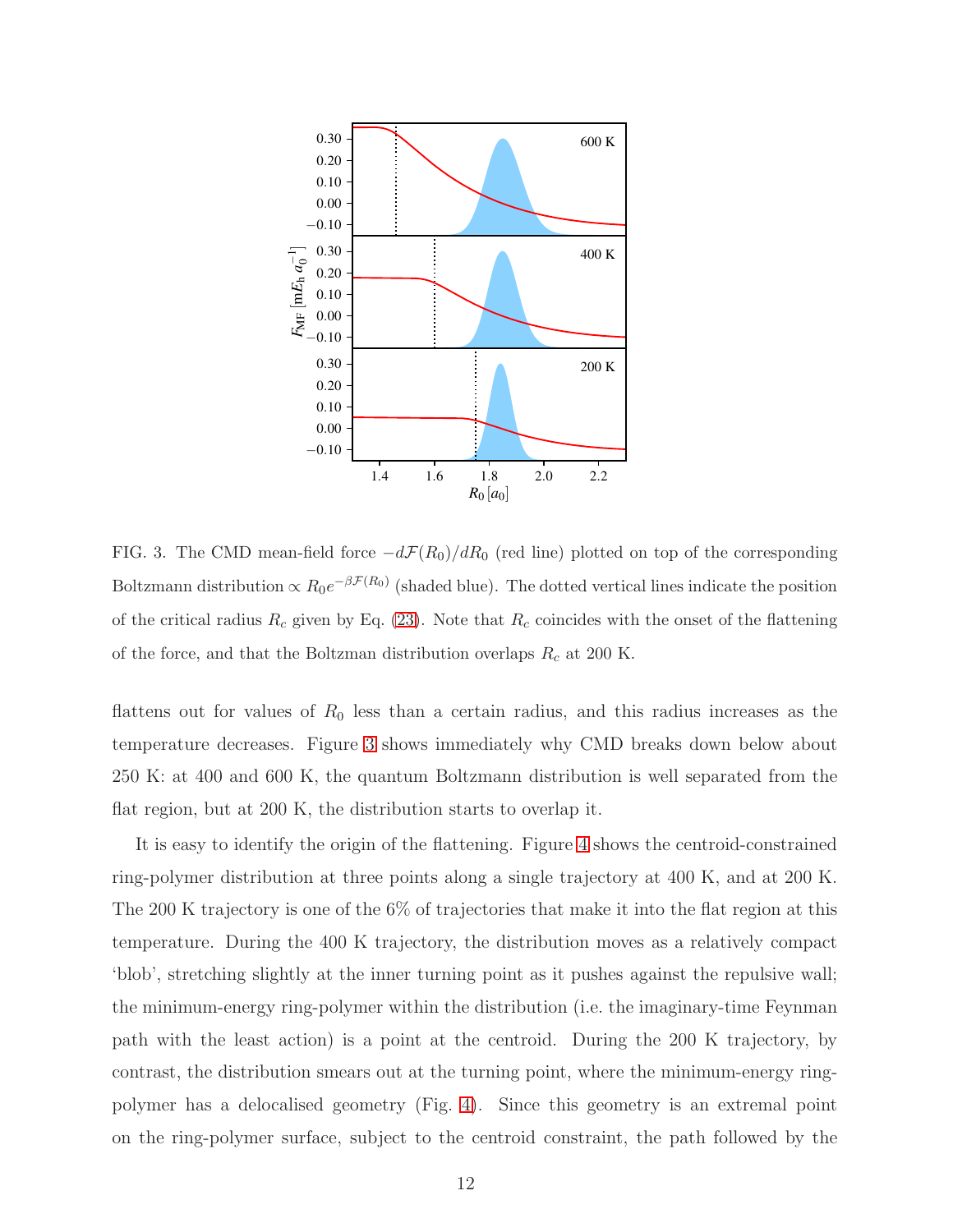FIG. 3. The CMD mean-field force $-d\mathcal{F}(R_0)/dR_0$ (red line) plotted on top of the corresponding Boltzmann distribution $\propto R_0 e^{-\beta\mathcal{F}(R_0)}$ (shaded blue). The dotted vertical lines indicate the position of the critical radius $R_c$ given by Eq. (23). Note that $R_c$ coincides with the onset of the flattening of the force, and that the Boltzman distribution overlaps $R_c$ at 200 K.

flattens out for values of $R_0$ less than a certain radius, and this radius increases as the temperature decreases. Figure 3 shows immediately why CMD breaks down below about 250 K: at 400 and 600 K, the quantum Boltzmann distribution is well separated from the flat region, but at 200 K, the distribution starts to overlap it.

It is easy to identify the origin of the flattening. Figure 4 shows the centroid-constrained ring-polymer distribution at three points along a single trajectory at 400 K, and at 200 K. The 200 K trajectory is one of the 6% of trajectories that make it into the flat region at this temperature. During the 400 K trajectory, the distribution moves as a relatively compact 'blob', stretching slightly at the inner turning point as it pushes against the repulsive wall; the minimum-energy ring-polymer within the distribution (i.e. the imaginary-time Feynman path with the least action) is a point at the centroid. During the 200 K trajectory, by contrast, the distribution smears out at the turning point, where the minimum-energy ring-polymer has a delocalised geometry (Fig. 4). Since this geometry is an extremal point on the ring-polymer surface, subject to the centroid constraint, the path followed by the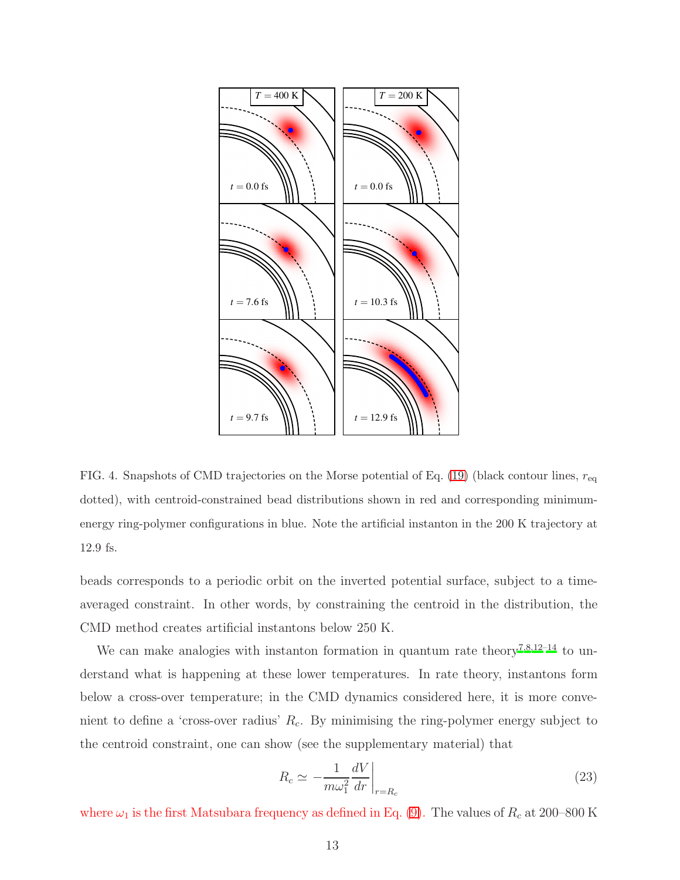FIG. 4. Snapshots of CMD trajectories on the Morse potential of Eq. (19) (black contour lines, $r_{\text{eq}}$ dotted), with centroid-constrained bead distributions shown in red and corresponding minimum-energy ring-polymer configurations in blue. Note the artificial instanton in the 200 K trajectory at 12.9 fs.

beads corresponds to a periodic orbit on the inverted potential surface, subject to a time-averaged constraint. In other words, by constraining the centroid in the distribution, the CMD method creates artificial instantons below 250 K.

We can make analogies with instanton formation in quantum rate theory[7,8,12–14] to understand what is happening at these lower temperatures. In rate theory, instantons form below a cross-over temperature; in the CMD dynamics considered here, it is more convenient to define a 'cross-over radius' $R_c$. By minimising the ring-polymer energy subject to the centroid constraint, one can show (see the supplementary material) that

$$R_c \simeq -\frac{1}{m\omega_1^2}\frac{dV}{dr}\bigg|_{r=R_c} \tag{23}$$

where $\omega_1$ is the first Matsubara frequency as defined in Eq. (9). The values of $R_c$ at 200–800 K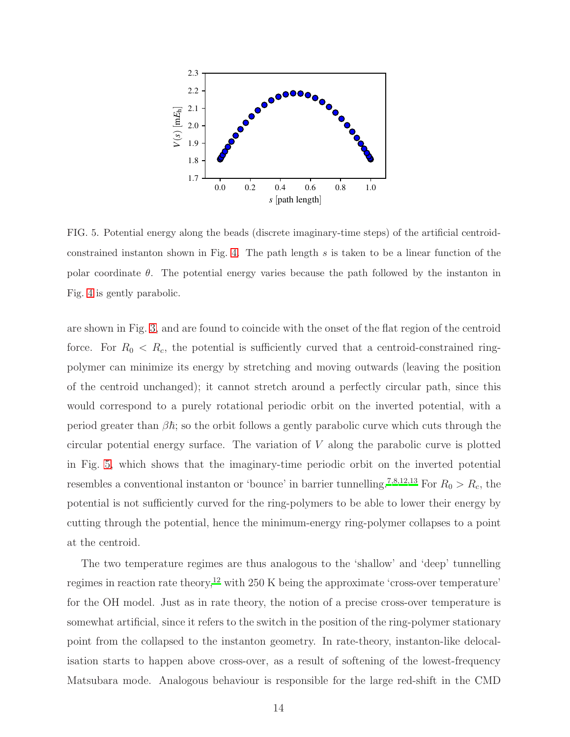FIG. 5. Potential energy along the beads (discrete imaginary-time steps) of the artificial centroid-constrained instanton shown in Fig. 4. The path length $s$ is taken to be a linear function of the polar coordinate $\theta$. The potential energy varies because the path followed by the instanton in Fig. 4 is gently parabolic.

are shown in Fig. 3, and are found to coincide with the onset of the flat region of the centroid force. For $R_0 < R_c$, the potential is sufficiently curved that a centroid-constrained ring-polymer can minimize its energy by stretching and moving outwards (leaving the position of the centroid unchanged); it cannot stretch around a perfectly circular path, since this would correspond to a purely rotational periodic orbit on the inverted potential, with a period greater than $\beta\hbar$; so the orbit follows a gently parabolic curve which cuts through the circular potential energy surface. The variation of $V$ along the parabolic curve is plotted in Fig. 5, which shows that the imaginary-time periodic orbit on the inverted potential resembles a conventional instanton or 'bounce' in barrier tunnelling.[7,8,12,13] For $R_0 > R_c$, the potential is not sufficiently curved for the ring-polymers to be able to lower their energy by cutting through the potential, hence the minimum-energy ring-polymer collapses to a point at the centroid.

The two temperature regimes are thus analogous to the 'shallow' and 'deep' tunnelling regimes in reaction rate theory,[12] with 250 K being the approximate 'cross-over temperature' for the OH model. Just as in rate theory, the notion of a precise cross-over temperature is somewhat artificial, since it refers to the switch in the position of the ring-polymer stationary point from the collapsed to the instanton geometry. In rate-theory, instanton-like delocalisation starts to happen above cross-over, as a result of softening of the lowest-frequency Matsubara mode. Analogous behaviour is responsible for the large red-shift in the CMD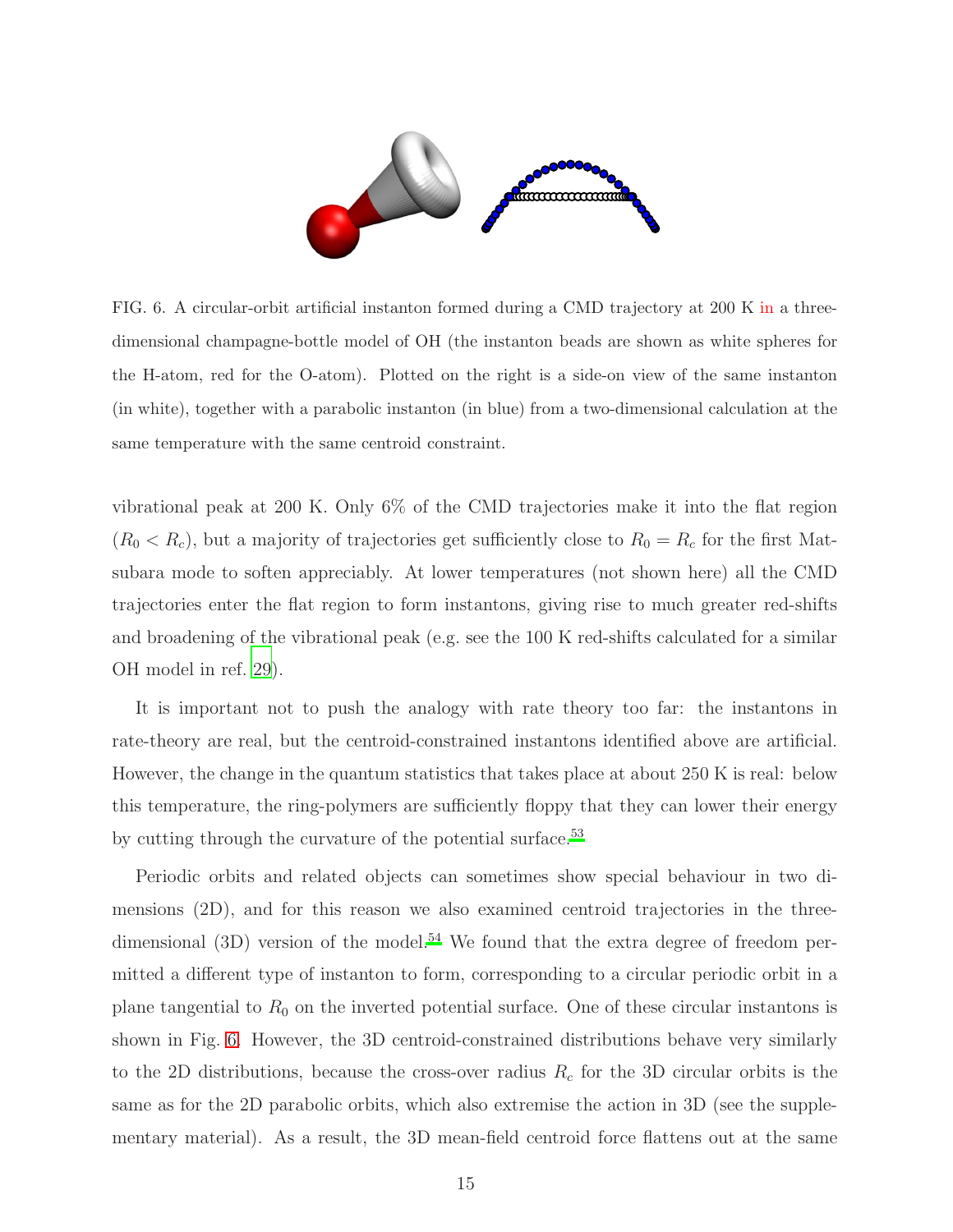FIG. 6. A circular-orbit artificial instanton formed during a CMD trajectory at 200 K in a three-dimensional champagne-bottle model of OH (the instanton beads are shown as white spheres for the H-atom, red for the O-atom). Plotted on the right is a side-on view of the same instanton (in white), together with a parabolic instanton (in blue) from a two-dimensional calculation at the same temperature with the same centroid constraint.

vibrational peak at 200 K. Only 6% of the CMD trajectories make it into the flat region ($R_0 < R_c$), but a majority of trajectories get sufficiently close to $R_0 = R_c$ for the first Matsubara mode to soften appreciably. At lower temperatures (not shown here) all the CMD trajectories enter the flat region to form instantons, giving rise to much greater red-shifts and broadening of the vibrational peak (e.g. see the 100 K red-shifts calculated for a similar OH model in ref. 29).

It is important not to push the analogy with rate theory too far: the instantons in rate-theory are real, but the centroid-constrained instantons identified above are artificial. However, the change in the quantum statistics that takes place at about 250 K is real: below this temperature, the ring-polymers are sufficiently floppy that they can lower their energy by cutting through the curvature of the potential surface.[53]

Periodic orbits and related objects can sometimes show special behaviour in two dimensions (2D), and for this reason we also examined centroid trajectories in the three-dimensional (3D) version of the model.[54] We found that the extra degree of freedom permitted a different type of instanton to form, corresponding to a circular periodic orbit in a plane tangential to $R_0$ on the inverted potential surface. One of these circular instantons is shown in Fig. 6. However, the 3D centroid-constrained distributions behave very similarly to the 2D distributions, because the cross-over radius $R_c$ for the 3D circular orbits is the same as for the 2D parabolic orbits, which also extremise the action in 3D (see the supplementary material). As a result, the 3D mean-field centroid force flattens out at the same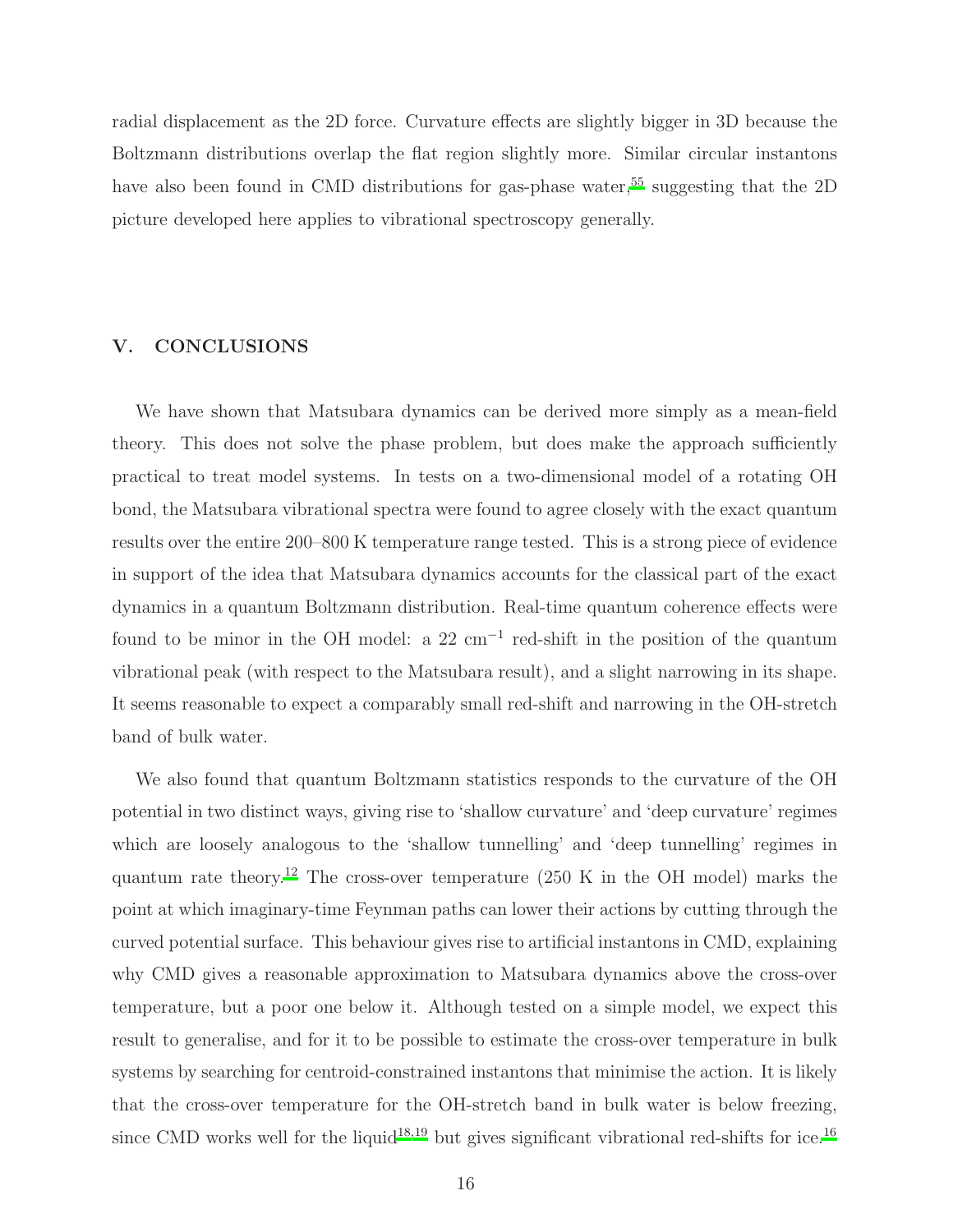radial displacement as the 2D force. Curvature effects are slightly bigger in 3D because the Boltzmann distributions overlap the flat region slightly more. Similar circular instantons have also been found in CMD distributions for gas-phase water,[55] suggesting that the 2D picture developed here applies to vibrational spectroscopy generally.

## V. CONCLUSIONS

We have shown that Matsubara dynamics can be derived more simply as a mean-field theory. This does not solve the phase problem, but does make the approach sufficiently practical to treat model systems. In tests on a two-dimensional model of a rotating OH bond, the Matsubara vibrational spectra were found to agree closely with the exact quantum results over the entire 200–800 K temperature range tested. This is a strong piece of evidence in support of the idea that Matsubara dynamics accounts for the classical part of the exact dynamics in a quantum Boltzmann distribution. Real-time quantum coherence effects were found to be minor in the OH model: a 22 cm$^{-1}$ red-shift in the position of the quantum vibrational peak (with respect to the Matsubara result), and a slight narrowing in its shape. It seems reasonable to expect a comparably small red-shift and narrowing in the OH-stretch band of bulk water.

We also found that quantum Boltzmann statistics responds to the curvature of the OH potential in two distinct ways, giving rise to 'shallow curvature' and 'deep curvature' regimes which are loosely analogous to the 'shallow tunnelling' and 'deep tunnelling' regimes in quantum rate theory.[12] The cross-over temperature (250 K in the OH model) marks the point at which imaginary-time Feynman paths can lower their actions by cutting through the curved potential surface. This behaviour gives rise to artificial instantons in CMD, explaining why CMD gives a reasonable approximation to Matsubara dynamics above the cross-over temperature, but a poor one below it. Although tested on a simple model, we expect this result to generalise, and for it to be possible to estimate the cross-over temperature in bulk systems by searching for centroid-constrained instantons that minimise the action. It is likely that the cross-over temperature for the OH-stretch band in bulk water is below freezing, since CMD works well for the liquid[18,19] but gives significant vibrational red-shifts for ice.[16]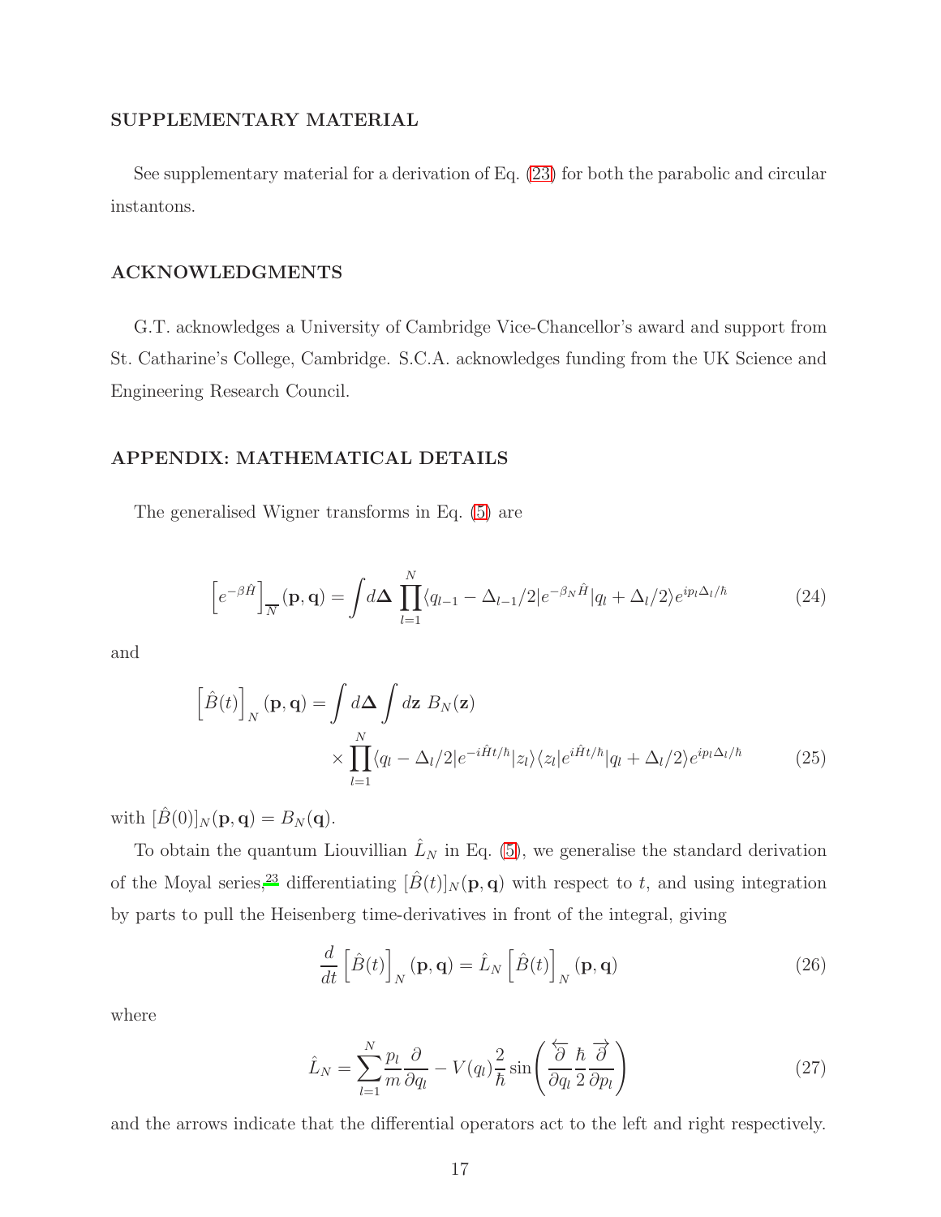## SUPPLEMENTARY MATERIAL

See supplementary material for a derivation of Eq. (23) for both the parabolic and circular instantons.

## ACKNOWLEDGMENTS

G.T. acknowledges a University of Cambridge Vice-Chancellor's award and support from St. Catharine's College, Cambridge. S.C.A. acknowledges funding from the UK Science and Engineering Research Council.

## APPENDIX: MATHEMATICAL DETAILS

The generalised Wigner transforms in Eq. (5) are

$$\left[e^{-\beta\hat{H}}\right]_{\overline{N}}(\mathbf{p},\mathbf{q}) = \int d\mathbf{\Delta}\,\prod_{l=1}^{N}\langle q_{l-1}-\Delta_{l-1}/2|e^{-\beta_N\hat{H}}|q_l+\Delta_l/2\rangle e^{ip_l\Delta_l/\hbar} \tag{24}$$

and

$$\begin{aligned}\left[\hat{B}(t)\right]_N(\mathbf{p},\mathbf{q}) = \int d\mathbf{\Delta}\int d\mathbf{z}\; B_N(\mathbf{z})\\ \times\prod_{l=1}^{N}\langle q_l-\Delta_l/2|e^{-i\hat{H}t/\hbar}|z_l\rangle\langle z_l|e^{i\hat{H}t/\hbar}|q_l+\Delta_l/2\rangle e^{ip_l\Delta_l/\hbar}\end{aligned} \tag{25}$$

with $[\hat{B}(0)]_N(\mathbf{p},\mathbf{q}) = B_N(\mathbf{q})$.

To obtain the quantum Liouvillian $\hat{L}_N$ in Eq. (5), we generalise the standard derivation of the Moyal series,[23] differentiating $[\hat{B}(t)]_N(\mathbf{p},\mathbf{q})$ with respect to $t$, and using integration by parts to pull the Heisenberg time-derivatives in front of the integral, giving

$$\frac{d}{dt}\left[\hat{B}(t)\right]_N(\mathbf{p},\mathbf{q}) = \hat{L}_N\left[\hat{B}(t)\right]_N(\mathbf{p},\mathbf{q}) \tag{26}$$

where

$$\hat{L}_N = \sum_{l=1}^{N}\frac{p_l}{m}\frac{\partial}{\partial q_l} - V(q_l)\frac{2}{\hbar}\sin\!\left(\frac{\overleftarrow{\partial}}{\partial q_l}\frac{\hbar}{2}\frac{\overrightarrow{\partial}}{\partial p_l}\right) \tag{27}$$

and the arrows indicate that the differential operators act to the left and right respectively.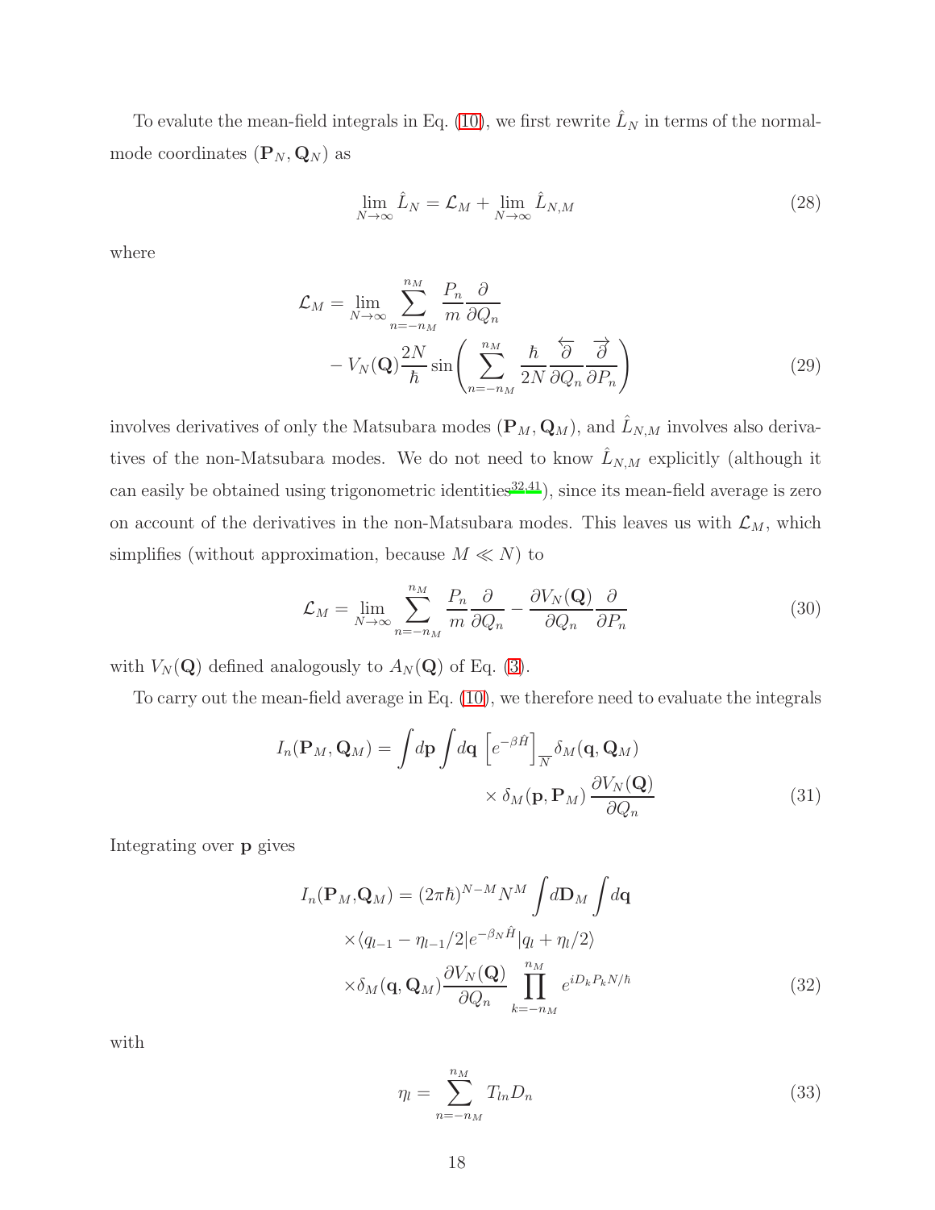To evalute the mean-field integrals in Eq. (10), we first rewrite $\hat{L}_N$ in terms of the normal-mode coordinates $(\mathbf{P}_N, \mathbf{Q}_N)$ as

$$\lim_{N\to\infty} \hat{L}_N = \mathcal{L}_M + \lim_{N\to\infty} \hat{L}_{N,M} \tag{28}$$

where

$$\begin{aligned}\mathcal{L}_M = \lim_{N\to\infty} &\sum_{n=-n_M}^{n_M} \frac{P_n}{m}\frac{\partial}{\partial Q_n} \\ &- V_N(\mathbf{Q})\frac{2N}{\hbar}\sin\left(\sum_{n=-n_M}^{n_M} \frac{\hbar}{2N}\frac{\overleftarrow{\partial}}{\partial Q_n}\frac{\overrightarrow{\partial}}{\partial P_n}\right)\end{aligned} \tag{29}$$

involves derivatives of only the Matsubara modes $(\mathbf{P}_M, \mathbf{Q}_M)$, and $\hat{L}_{N,M}$ involves also derivatives of the non-Matsubara modes. We do not need to know $\hat{L}_{N,M}$ explicitly (although it can easily be obtained using trigonometric identities[32,41]), since its mean-field average is zero on account of the derivatives in the non-Matsubara modes. This leaves us with $\mathcal{L}_M$, which simplifies (without approximation, because $M \ll N$) to

$$\mathcal{L}_M = \lim_{N\to\infty} \sum_{n=-n_M}^{n_M} \frac{P_n}{m}\frac{\partial}{\partial Q_n} - \frac{\partial V_N(\mathbf{Q})}{\partial Q_n}\frac{\partial}{\partial P_n} \tag{30}$$

with $V_N(\mathbf{Q})$ defined analogously to $A_N(\mathbf{Q})$ of Eq. (3).

To carry out the mean-field average in Eq. (10), we therefore need to evaluate the integrals

$$\begin{aligned}I_n(\mathbf{P}_M, \mathbf{Q}_M) = \int d\mathbf{p} \int d\mathbf{q}\, &\left[e^{-\beta \hat{H}}\right]_{\overline{N}} \delta_M(\mathbf{q}, \mathbf{Q}_M) \\ &\times \delta_M(\mathbf{p}, \mathbf{P}_M)\, \frac{\partial V_N(\mathbf{Q})}{\partial Q_n}\end{aligned} \tag{31}$$

Integrating over $\mathbf{p}$ gives

$$\begin{aligned}I_n(\mathbf{P}_M,\mathbf{Q}_M) = (2\pi\hbar)^{N-M} N^M &\int d\mathbf{D}_M \int d\mathbf{q} \\ \times &\langle q_{l-1} - \eta_{l-1}/2| e^{-\beta_N \hat{H}} |q_l + \eta_l/2\rangle \\ \times &\delta_M(\mathbf{q}, \mathbf{Q}_M) \frac{\partial V_N(\mathbf{Q})}{\partial Q_n} \prod_{k=-n_M}^{n_M} e^{iD_k P_k N/\hbar}\end{aligned} \tag{32}$$

with

$$\eta_l = \sum_{n=-n_M}^{n_M} T_{ln} D_n \tag{33}$$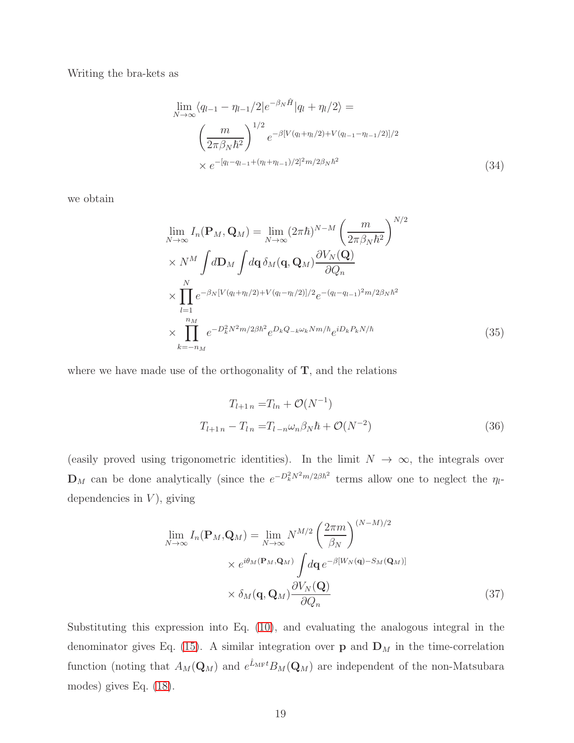Writing the bra-kets as

$$
\begin{aligned}
\lim_{N\to\infty} \langle q_{l-1} - \eta_{l-1}/2 | e^{-\beta_N \hat{H}} | q_l + \eta_l/2 \rangle = \\
\left( \frac{m}{2\pi\beta_N \hbar^2} \right)^{1/2} e^{-\beta[V(q_l+\eta_l/2)+V(q_{l-1}-\eta_{l-1}/2)]/2} \\
\times \, e^{-[q_l - q_{l-1} + (\eta_l + \eta_{l-1})/2]^2 m/2\beta_N \hbar^2}
\end{aligned}
\tag{34}
$$

we obtain

$$
\begin{aligned}
\lim_{N\to\infty} I_n(\mathbf{P}_M, \mathbf{Q}_M) = \lim_{N\to\infty} (2\pi\hbar)^{N-M} \left( \frac{m}{2\pi\beta_N \hbar^2} \right)^{N/2} \\
\times \, N^M \int d\mathbf{D}_M \int d\mathbf{q}\, \delta_M(\mathbf{q}, \mathbf{Q}_M) \frac{\partial V_N(\mathbf{Q})}{\partial Q_n} \\
\times \prod_{l=1}^{N} e^{-\beta_N[V(q_l+\eta_l/2)+V(q_l-\eta_l/2)]/2} e^{-(q_l-q_{l-1})^2 m/2\beta_N\hbar^2} \\
\times \prod_{k=-n_M}^{n_M} e^{-D_k^2 N^2 m/2\beta\hbar^2} e^{D_k Q_{-k}\omega_k N m/\hbar} e^{i D_k P_k N/\hbar}
\end{aligned}
\tag{35}
$$

where we have made use of the orthogonality of $\mathbf{T}$, and the relations

$$
\begin{aligned}
T_{l+1\, n} =& T_{ln} + \mathcal{O}(N^{-1}) \\
T_{l+1\, n} - T_{l\, n} =& T_{l\, -n}\omega_n \beta_N \hbar + \mathcal{O}(N^{-2})
\end{aligned}
\tag{36}
$$

(easily proved using trigonometric identities). In the limit $N \to \infty$, the integrals over $\mathbf{D}_M$ can be done analytically (since the $e^{-D_k^2 N^2 m/2\beta\hbar^2}$ terms allow one to neglect the $\eta_l$-dependencies in $V$), giving

$$
\begin{aligned}
\lim_{N\to\infty} I_n(\mathbf{P}_M, \mathbf{Q}_M) = \lim_{N\to\infty} N^{M/2} \left( \frac{2\pi m}{\beta_N} \right)^{(N-M)/2} \\
\times \, e^{i\theta_M(\mathbf{P}_M, \mathbf{Q}_M)} \int d\mathbf{q}\, e^{-\beta[W_N(\mathbf{q}) - S_M(\mathbf{Q}_M)]} \\
\times \, \delta_M(\mathbf{q}, \mathbf{Q}_M) \frac{\partial V_N(\mathbf{Q})}{\partial Q_n}
\end{aligned}
\tag{37}
$$

Substituting this expression into Eq. (10), and evaluating the analogous integral in the denominator gives Eq. (15). A similar integration over $\mathbf{p}$ and $\mathbf{D}_M$ in the time-correlation function (noting that $A_M(\mathbf{Q}_M)$ and $e^{\hat{L}_{\rm MF} t} B_M(\mathbf{Q}_M)$ are independent of the non-Matsubara modes) gives Eq. (18).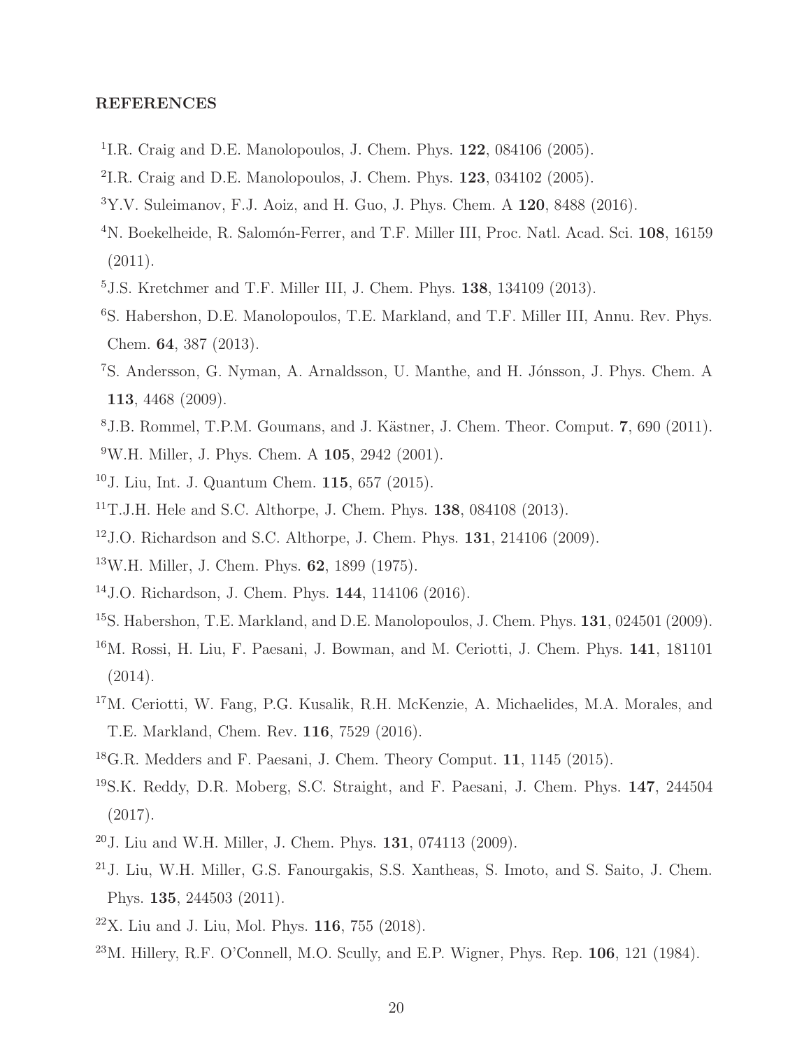## REFERENCES

[1] I.R. Craig and D.E. Manolopoulos, J. Chem. Phys. **122**, 084106 (2005).

[2] I.R. Craig and D.E. Manolopoulos, J. Chem. Phys. **123**, 034102 (2005).

[3] Y.V. Suleimanov, F.J. Aoiz, and H. Guo, J. Phys. Chem. A **120**, 8488 (2016).

[4] N. Boekelheide, R. Salomón-Ferrer, and T.F. Miller III, Proc. Natl. Acad. Sci. **108**, 16159 (2011).

[5] J.S. Kretchmer and T.F. Miller III, J. Chem. Phys. **138**, 134109 (2013).

[6] S. Habershon, D.E. Manolopoulos, T.E. Markland, and T.F. Miller III, Annu. Rev. Phys. Chem. **64**, 387 (2013).

[7] S. Andersson, G. Nyman, A. Arnaldsson, U. Manthe, and H. Jónsson, J. Phys. Chem. A **113**, 4468 (2009).

[8] J.B. Rommel, T.P.M. Goumans, and J. Kästner, J. Chem. Theor. Comput. **7**, 690 (2011).

[9] W.H. Miller, J. Phys. Chem. A **105**, 2942 (2001).

[10] J. Liu, Int. J. Quantum Chem. **115**, 657 (2015).

[11] T.J.H. Hele and S.C. Althorpe, J. Chem. Phys. **138**, 084108 (2013).

[12] J.O. Richardson and S.C. Althorpe, J. Chem. Phys. **131**, 214106 (2009).

[13] W.H. Miller, J. Chem. Phys. **62**, 1899 (1975).

[14] J.O. Richardson, J. Chem. Phys. **144**, 114106 (2016).

[15] S. Habershon, T.E. Markland, and D.E. Manolopoulos, J. Chem. Phys. **131**, 024501 (2009).

[16] M. Rossi, H. Liu, F. Paesani, J. Bowman, and M. Ceriotti, J. Chem. Phys. **141**, 181101 (2014).

[17] M. Ceriotti, W. Fang, P.G. Kusalik, R.H. McKenzie, A. Michaelides, M.A. Morales, and T.E. Markland, Chem. Rev. **116**, 7529 (2016).

[18] G.R. Medders and F. Paesani, J. Chem. Theory Comput. **11**, 1145 (2015).

[19] S.K. Reddy, D.R. Moberg, S.C. Straight, and F. Paesani, J. Chem. Phys. **147**, 244504 (2017).

[20] J. Liu and W.H. Miller, J. Chem. Phys. **131**, 074113 (2009).

[21] J. Liu, W.H. Miller, G.S. Fanourgakis, S.S. Xantheas, S. Imoto, and S. Saito, J. Chem. Phys. **135**, 244503 (2011).

[22] X. Liu and J. Liu, Mol. Phys. **116**, 755 (2018).

[23] M. Hillery, R.F. O'Connell, M.O. Scully, and E.P. Wigner, Phys. Rep. **106**, 121 (1984).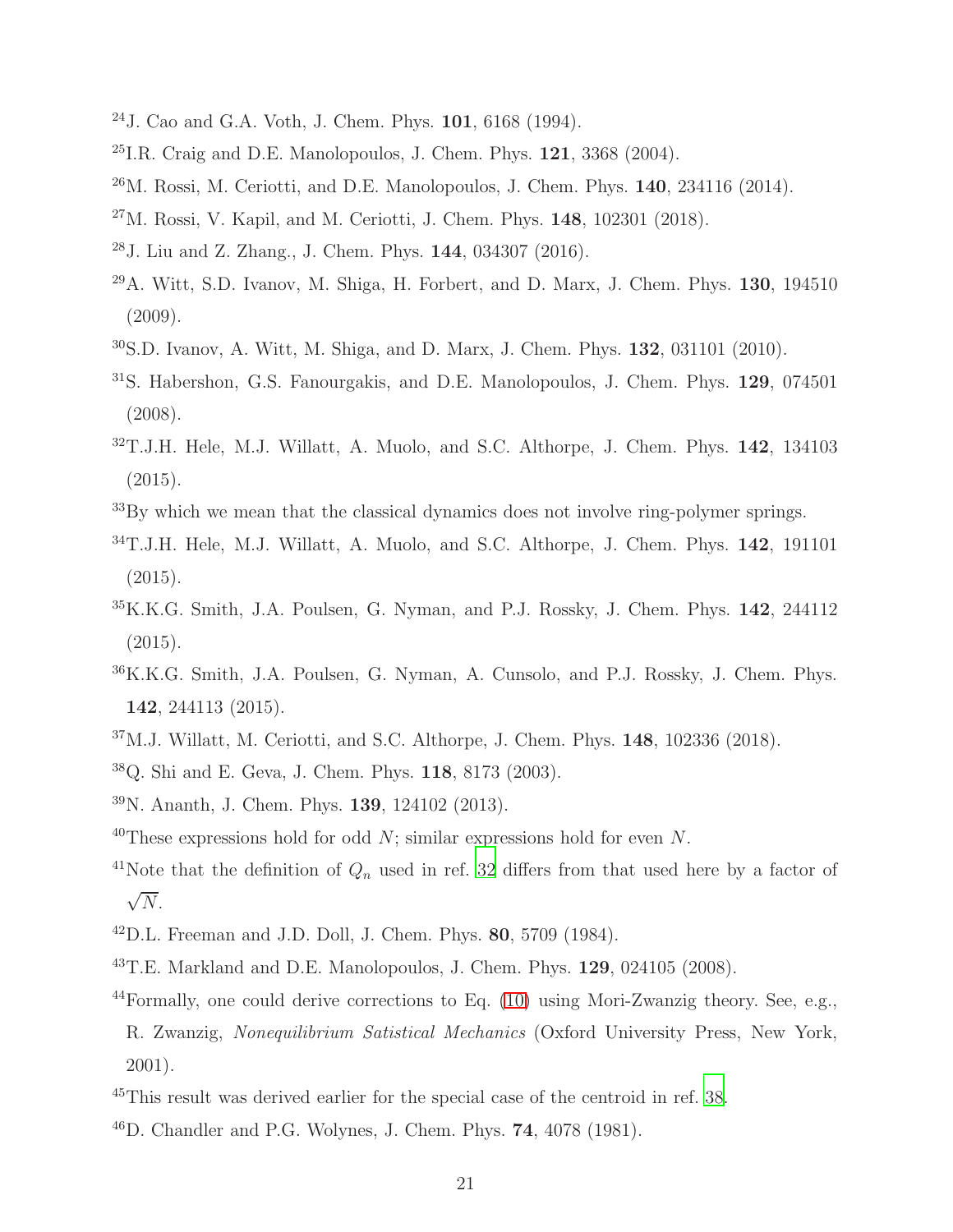[24] J. Cao and G.A. Voth, J. Chem. Phys. **101**, 6168 (1994).

[25] I.R. Craig and D.E. Manolopoulos, J. Chem. Phys. **121**, 3368 (2004).

[26] M. Rossi, M. Ceriotti, and D.E. Manolopoulos, J. Chem. Phys. **140**, 234116 (2014).

[27] M. Rossi, V. Kapil, and M. Ceriotti, J. Chem. Phys. **148**, 102301 (2018).

[28] J. Liu and Z. Zhang., J. Chem. Phys. **144**, 034307 (2016).

[29] A. Witt, S.D. Ivanov, M. Shiga, H. Forbert, and D. Marx, J. Chem. Phys. **130**, 194510 (2009).

[30] S.D. Ivanov, A. Witt, M. Shiga, and D. Marx, J. Chem. Phys. **132**, 031101 (2010).

[31] S. Habershon, G.S. Fanourgakis, and D.E. Manolopoulos, J. Chem. Phys. **129**, 074501 (2008).

[32] T.J.H. Hele, M.J. Willatt, A. Muolo, and S.C. Althorpe, J. Chem. Phys. **142**, 134103 (2015).

[33] By which we mean that the classical dynamics does not involve ring-polymer springs.

[34] T.J.H. Hele, M.J. Willatt, A. Muolo, and S.C. Althorpe, J. Chem. Phys. **142**, 191101 (2015).

[35] K.K.G. Smith, J.A. Poulsen, G. Nyman, and P.J. Rossky, J. Chem. Phys. **142**, 244112 (2015).

[36] K.K.G. Smith, J.A. Poulsen, G. Nyman, A. Cunsolo, and P.J. Rossky, J. Chem. Phys. **142**, 244113 (2015).

[37] M.J. Willatt, M. Ceriotti, and S.C. Althorpe, J. Chem. Phys. **148**, 102336 (2018).

[38] Q. Shi and E. Geva, J. Chem. Phys. **118**, 8173 (2003).

[39] N. Ananth, J. Chem. Phys. **139**, 124102 (2013).

[40] These expressions hold for odd $N$; similar expressions hold for even $N$.

[41] Note that the definition of $Q_n$ used in ref. 32 differs from that used here by a factor of $\sqrt{N}$.

[42] D.L. Freeman and J.D. Doll, J. Chem. Phys. **80**, 5709 (1984).

[43] T.E. Markland and D.E. Manolopoulos, J. Chem. Phys. **129**, 024105 (2008).

[44] Formally, one could derive corrections to Eq. (10) using Mori-Zwanzig theory. See, e.g., R. Zwanzig, *Nonequilibrium Satistical Mechanics* (Oxford University Press, New York, 2001).

[45] This result was derived earlier for the special case of the centroid in ref. 38.

[46] D. Chandler and P.G. Wolynes, J. Chem. Phys. **74**, 4078 (1981).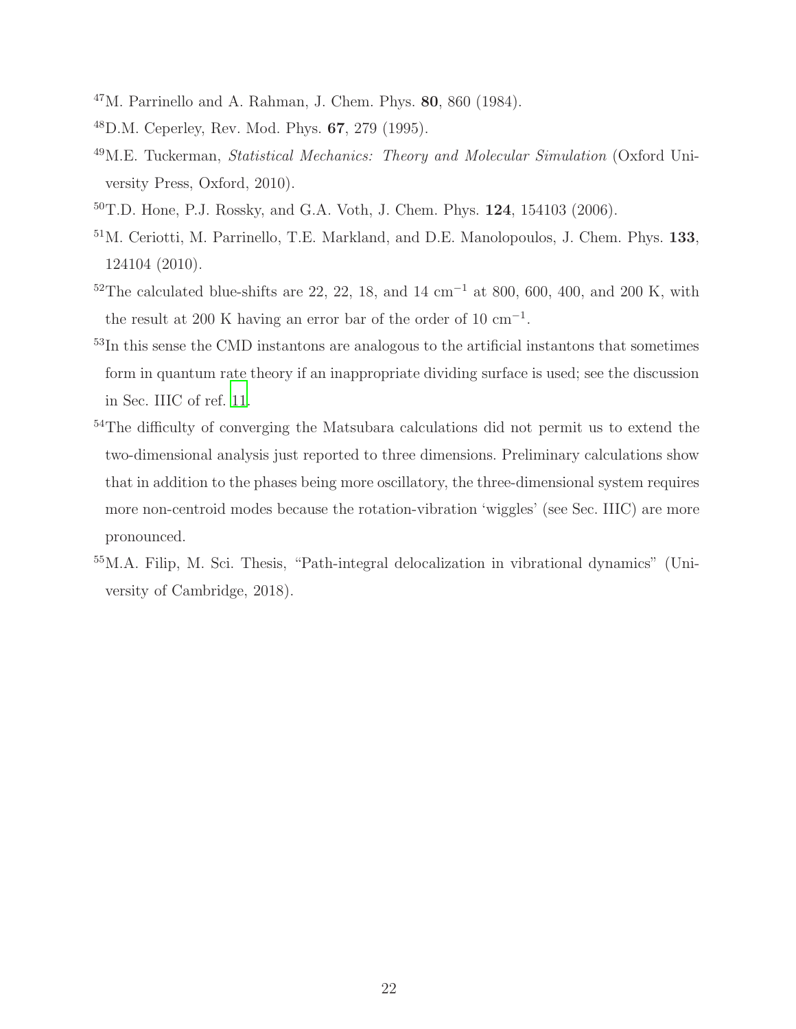[47] M. Parrinello and A. Rahman, J. Chem. Phys. **80**, 860 (1984).

[48] D.M. Ceperley, Rev. Mod. Phys. **67**, 279 (1995).

[49] M.E. Tuckerman, *Statistical Mechanics: Theory and Molecular Simulation* (Oxford University Press, Oxford, 2010).

[50] T.D. Hone, P.J. Rossky, and G.A. Voth, J. Chem. Phys. **124**, 154103 (2006).

[51] M. Ceriotti, M. Parrinello, T.E. Markland, and D.E. Manolopoulos, J. Chem. Phys. **133**, 124104 (2010).

[52] The calculated blue-shifts are 22, 22, 18, and 14 $\text{cm}^{-1}$ at 800, 600, 400, and 200 K, with the result at 200 K having an error bar of the order of 10 $\text{cm}^{-1}$.

[53] In this sense the CMD instantons are analogous to the artificial instantons that sometimes form in quantum rate theory if an inappropriate dividing surface is used; see the discussion in Sec. IIIC of ref. 11.

[54] The difficulty of converging the Matsubara calculations did not permit us to extend the two-dimensional analysis just reported to three dimensions. Preliminary calculations show that in addition to the phases being more oscillatory, the three-dimensional system requires more non-centroid modes because the rotation-vibration 'wiggles' (see Sec. IIIC) are more pronounced.

[55] M.A. Filip, M. Sci. Thesis, "Path-integral delocalization in vibrational dynamics" (University of Cambridge, 2018).